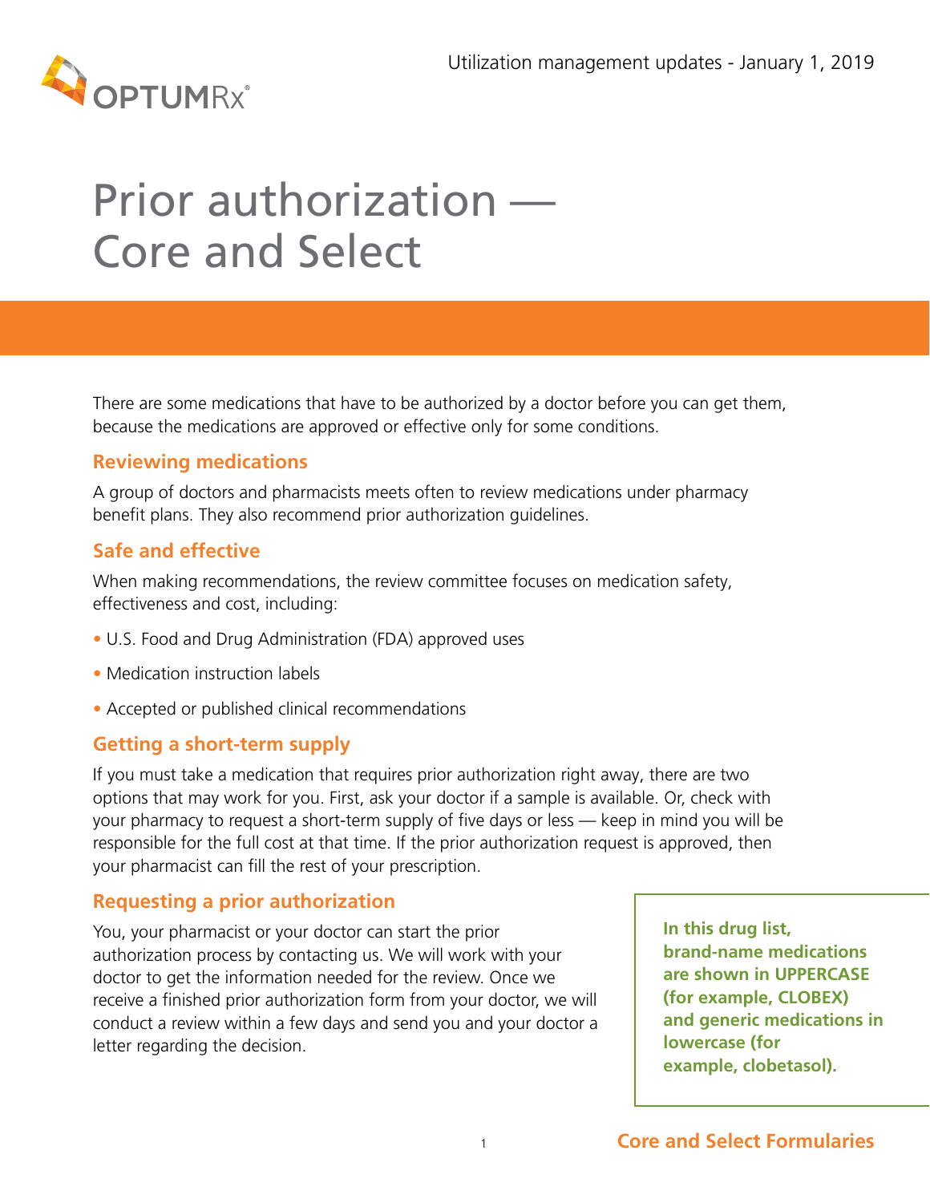Utilization management updates - January 1, 2019

# Prior authorization — Core and Select

There are some medications that have to be authorized by a doctor before you can get them, because the medications are approved or effective only for some conditions.

## Reviewing medications

A group of doctors and pharmacists meets often to review medications under pharmacy benefit plans. They also recommend prior authorization guidelines.

## Safe and effective

When making recommendations, the review committee focuses on medication safety, effectiveness and cost, including:

- U.S. Food and Drug Administration (FDA) approved uses
- Medication instruction labels
- Accepted or published clinical recommendations

## Getting a short-term supply

If you must take a medication that requires prior authorization right away, there are two options that may work for you. First, ask your doctor if a sample is available. Or, check with your pharmacy to request a short-term supply of five days or less — keep in mind you will be responsible for the full cost at that time. If the prior authorization request is approved, then your pharmacist can fill the rest of your prescription.

## Requesting a prior authorization

You, your pharmacist or your doctor can start the prior authorization process by contacting us. We will work with your doctor to get the information needed for the review. Once we receive a finished prior authorization form from your doctor, we will conduct a review within a few days and send you and your doctor a letter regarding the decision.

**In this drug list, brand-name medications are shown in UPPERCASE (for example, CLOBEX) and generic medications in lowercase (for example, clobetasol).**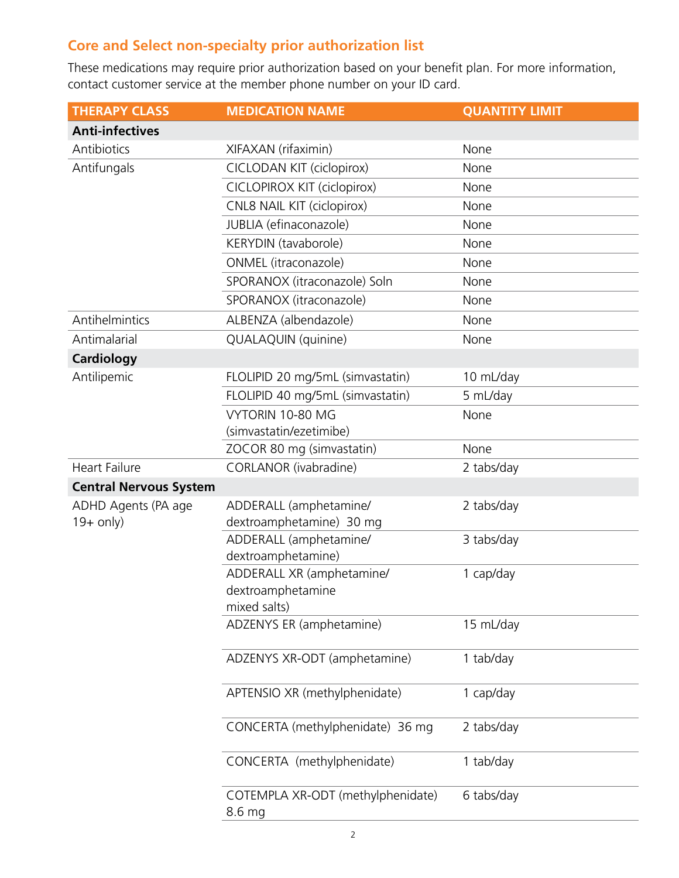## Core and Select non-specialty prior authorization list

These medications may require prior authorization based on your benefit plan. For more information, contact customer service at the member phone number on your ID card.

| THERAPY CLASS | MEDICATION NAME | QUANTITY LIMIT |
|---|---|---|
| **Anti-infectives** | | |
| Antibiotics | XIFAXAN (rifaximin) | None |
| Antifungals | CICLODAN KIT (ciclopirox) | None |
| | CICLOPIROX KIT (ciclopirox) | None |
| | CNL8 NAIL KIT (ciclopirox) | None |
| | JUBLIA (efinaconazole) | None |
| | KERYDIN (tavaborole) | None |
| | ONMEL (itraconazole) | None |
| | SPORANOX (itraconazole) Soln | None |
| | SPORANOX (itraconazole) | None |
| Antihelmintics | ALBENZA (albendazole) | None |
| Antimalarial | QUALAQUIN (quinine) | None |
| **Cardiology** | | |
| Antilipemic | FLOLIPID 20 mg/5mL (simvastatin) | 10 mL/day |
| | FLOLIPID 40 mg/5mL (simvastatin) | 5 mL/day |
| | VYTORIN 10-80 MG (simvastatin/ezetimibe) | None |
| | ZOCOR 80 mg (simvastatin) | None |
| Heart Failure | CORLANOR (ivabradine) | 2 tabs/day |
| **Central Nervous System** | | |
| ADHD Agents (PA age 19+ only) | ADDERALL (amphetamine/ dextroamphetamine) 30 mg | 2 tabs/day |
| | ADDERALL (amphetamine/ dextroamphetamine) | 3 tabs/day |
| | ADDERALL XR (amphetamine/ dextroamphetamine mixed salts) | 1 cap/day |
| | ADZENYS ER (amphetamine) | 15 mL/day |
| | ADZENYS XR-ODT (amphetamine) | 1 tab/day |
| | APTENSIO XR (methylphenidate) | 1 cap/day |
| | CONCERTA (methylphenidate) 36 mg | 2 tabs/day |
| | CONCERTA (methylphenidate) | 1 tab/day |
| | COTEMPLA XR-ODT (methylphenidate) 8.6 mg | 6 tabs/day |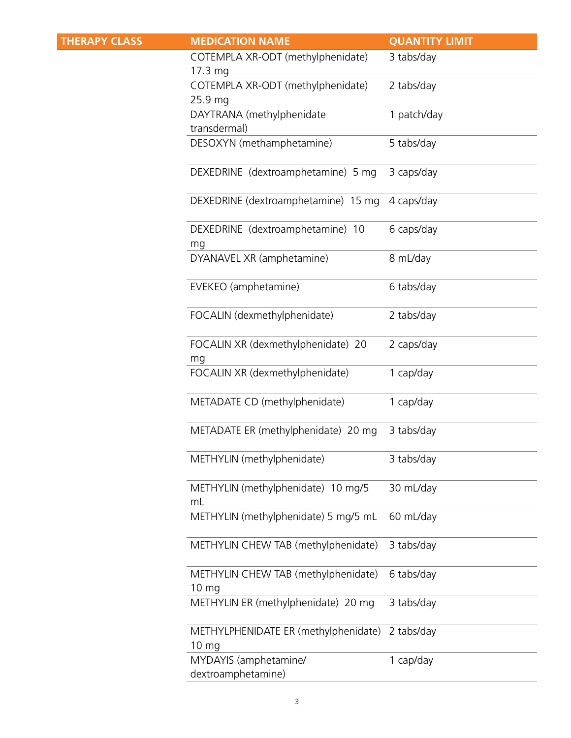| THERAPY CLASS | MEDICATION NAME | QUANTITY LIMIT |
|---|---|---|
| | COTEMPLA XR-ODT (methylphenidate) 17.3 mg | 3 tabs/day |
| | COTEMPLA XR-ODT (methylphenidate) 25.9 mg | 2 tabs/day |
| | DAYTRANA (methylphenidate transdermal) | 1 patch/day |
| | DESOXYN (methamphetamine) | 5 tabs/day |
| | DEXEDRINE (dextroamphetamine) 5 mg | 3 caps/day |
| | DEXEDRINE (dextroamphetamine) 15 mg | 4 caps/day |
| | DEXEDRINE (dextroamphetamine) 10 mg | 6 caps/day |
| | DYANAVEL XR (amphetamine) | 8 mL/day |
| | EVEKEO (amphetamine) | 6 tabs/day |
| | FOCALIN (dexmethylphenidate) | 2 tabs/day |
| | FOCALIN XR (dexmethylphenidate) 20 mg | 2 caps/day |
| | FOCALIN XR (dexmethylphenidate) | 1 cap/day |
| | METADATE CD (methylphenidate) | 1 cap/day |
| | METADATE ER (methylphenidate) 20 mg | 3 tabs/day |
| | METHYLIN (methylphenidate) | 3 tabs/day |
| | METHYLIN (methylphenidate) 10 mg/5 mL | 30 mL/day |
| | METHYLIN (methylphenidate) 5 mg/5 mL | 60 mL/day |
| | METHYLIN CHEW TAB (methylphenidate) | 3 tabs/day |
| | METHYLIN CHEW TAB (methylphenidate) 10 mg | 6 tabs/day |
| | METHYLIN ER (methylphenidate) 20 mg | 3 tabs/day |
| | METHYLPHENIDATE ER (methylphenidate) 10 mg | 2 tabs/day |
| | MYDAYIS (amphetamine/ dextroamphetamine) | 1 cap/day |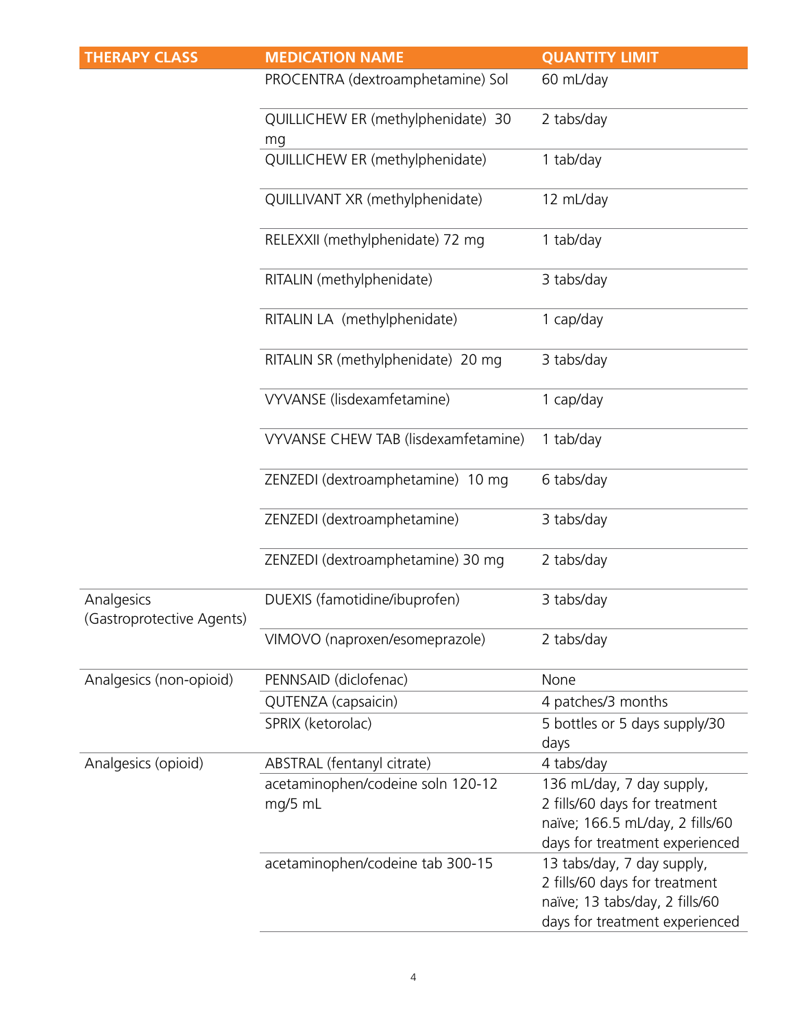| THERAPY CLASS | MEDICATION NAME | QUANTITY LIMIT |
| --- | --- | --- |
| | PROCENTRA (dextroamphetamine) Sol | 60 mL/day |
| | QUILLICHEW ER (methylphenidate) 30 mg | 2 tabs/day |
| | QUILLICHEW ER (methylphenidate) | 1 tab/day |
| | QUILLIVANT XR (methylphenidate) | 12 mL/day |
| | RELEXXII (methylphenidate) 72 mg | 1 tab/day |
| | RITALIN (methylphenidate) | 3 tabs/day |
| | RITALIN LA (methylphenidate) | 1 cap/day |
| | RITALIN SR (methylphenidate) 20 mg | 3 tabs/day |
| | VYVANSE (lisdexamfetamine) | 1 cap/day |
| | VYVANSE CHEW TAB (lisdexamfetamine) | 1 tab/day |
| | ZENZEDI (dextroamphetamine) 10 mg | 6 tabs/day |
| | ZENZEDI (dextroamphetamine) | 3 tabs/day |
| | ZENZEDI (dextroamphetamine) 30 mg | 2 tabs/day |
| Analgesics (Gastroprotective Agents) | DUEXIS (famotidine/ibuprofen) | 3 tabs/day |
| | VIMOVO (naproxen/esomeprazole) | 2 tabs/day |
| Analgesics (non-opioid) | PENNSAID (diclofenac) | None |
| | QUTENZA (capsaicin) | 4 patches/3 months |
| | SPRIX (ketorolac) | 5 bottles or 5 days supply/30 days |
| Analgesics (opioid) | ABSTRAL (fentanyl citrate) | 4 tabs/day |
| | acetaminophen/codeine soln 120-12 mg/5 mL | 136 mL/day, 7 day supply, 2 fills/60 days for treatment naïve; 166.5 mL/day, 2 fills/60 days for treatment experienced |
| | acetaminophen/codeine tab 300-15 | 13 tabs/day, 7 day supply, 2 fills/60 days for treatment naïve; 13 tabs/day, 2 fills/60 days for treatment experienced |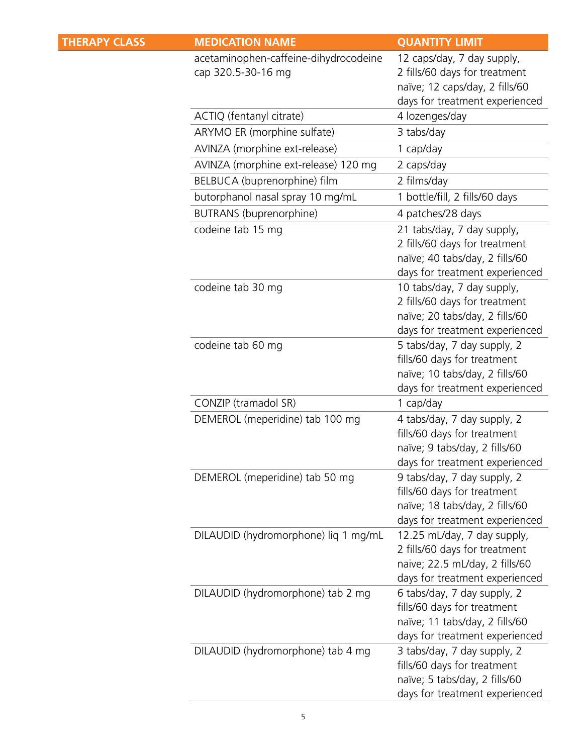| THERAPY CLASS | MEDICATION NAME | QUANTITY LIMIT |
|---|---|---|
| | acetaminophen-caffeine-dihydrocodeine cap 320.5-30-16 mg | 12 caps/day, 7 day supply, 2 fills/60 days for treatment naïve; 12 caps/day, 2 fills/60 days for treatment experienced |
| | ACTIQ (fentanyl citrate) | 4 lozenges/day |
| | ARYMO ER (morphine sulfate) | 3 tabs/day |
| | AVINZA (morphine ext-release) | 1 cap/day |
| | AVINZA (morphine ext-release) 120 mg | 2 caps/day |
| | BELBUCA (buprenorphine) film | 2 films/day |
| | butorphanol nasal spray 10 mg/mL | 1 bottle/fill, 2 fills/60 days |
| | BUTRANS (buprenorphine) | 4 patches/28 days |
| | codeine tab 15 mg | 21 tabs/day, 7 day supply, 2 fills/60 days for treatment naïve; 40 tabs/day, 2 fills/60 days for treatment experienced |
| | codeine tab 30 mg | 10 tabs/day, 7 day supply, 2 fills/60 days for treatment naïve; 20 tabs/day, 2 fills/60 days for treatment experienced |
| | codeine tab 60 mg | 5 tabs/day, 7 day supply, 2 fills/60 days for treatment naïve; 10 tabs/day, 2 fills/60 days for treatment experienced |
| | CONZIP (tramadol SR) | 1 cap/day |
| | DEMEROL (meperidine) tab 100 mg | 4 tabs/day, 7 day supply, 2 fills/60 days for treatment naïve; 9 tabs/day, 2 fills/60 days for treatment experienced |
| | DEMEROL (meperidine) tab 50 mg | 9 tabs/day, 7 day supply, 2 fills/60 days for treatment naïve; 18 tabs/day, 2 fills/60 days for treatment experienced |
| | DILAUDID (hydromorphone) liq 1 mg/mL | 12.25 mL/day, 7 day supply, 2 fills/60 days for treatment naive; 22.5 mL/day, 2 fills/60 days for treatment experienced |
| | DILAUDID (hydromorphone) tab 2 mg | 6 tabs/day, 7 day supply, 2 fills/60 days for treatment naïve; 11 tabs/day, 2 fills/60 days for treatment experienced |
| | DILAUDID (hydromorphone) tab 4 mg | 3 tabs/day, 7 day supply, 2 fills/60 days for treatment naïve; 5 tabs/day, 2 fills/60 days for treatment experienced |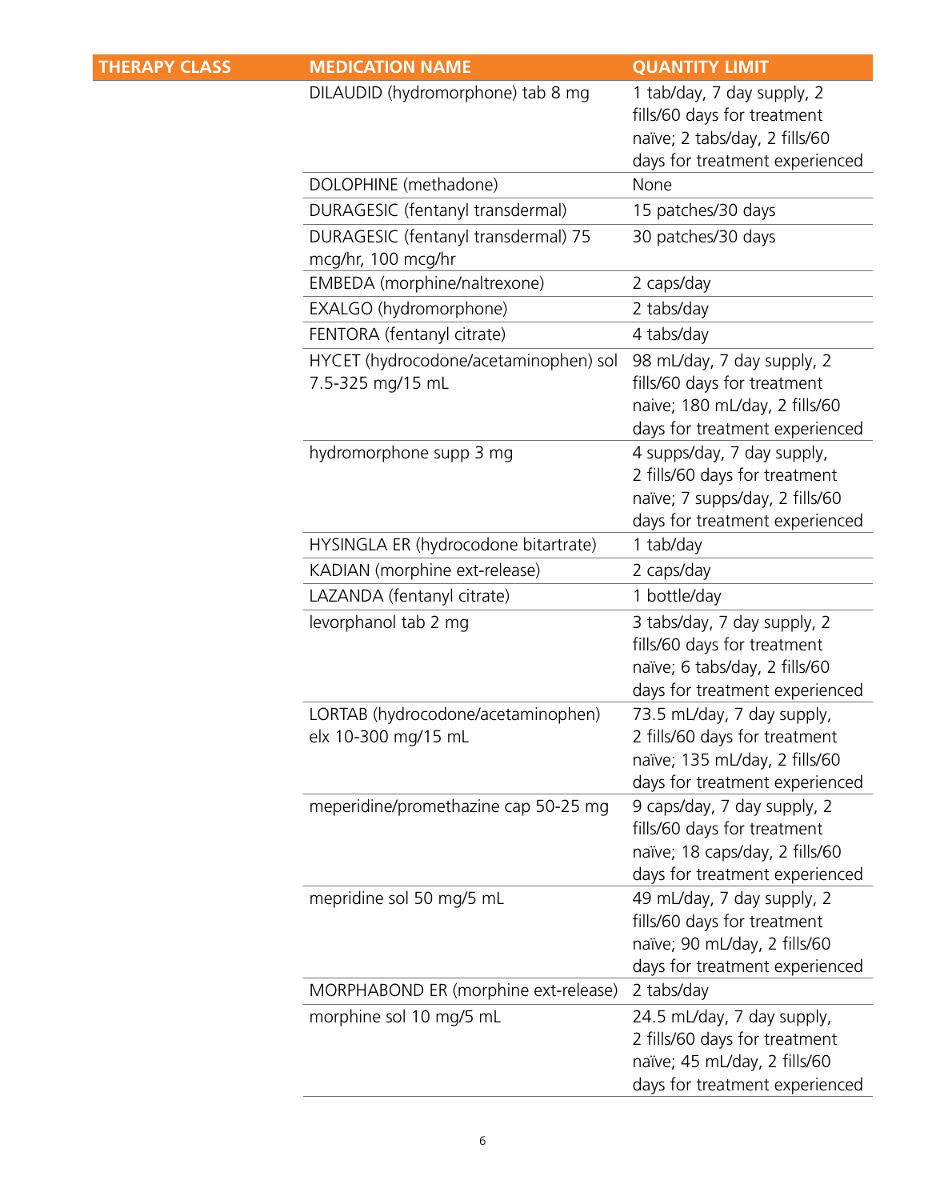| THERAPY CLASS | MEDICATION NAME | QUANTITY LIMIT |
|---|---|---|
| | DILAUDID (hydromorphone) tab 8 mg | 1 tab/day, 7 day supply, 2 fills/60 days for treatment naïve; 2 tabs/day, 2 fills/60 days for treatment experienced |
| | DOLOPHINE (methadone) | None |
| | DURAGESIC (fentanyl transdermal) | 15 patches/30 days |
| | DURAGESIC (fentanyl transdermal) 75 mcg/hr, 100 mcg/hr | 30 patches/30 days |
| | EMBEDA (morphine/naltrexone) | 2 caps/day |
| | EXALGO (hydromorphone) | 2 tabs/day |
| | FENTORA (fentanyl citrate) | 4 tabs/day |
| | HYCET (hydrocodone/acetaminophen) sol 7.5-325 mg/15 mL | 98 mL/day, 7 day supply, 2 fills/60 days for treatment naive; 180 mL/day, 2 fills/60 days for treatment experienced |
| | hydromorphone supp 3 mg | 4 supps/day, 7 day supply, 2 fills/60 days for treatment naïve; 7 supps/day, 2 fills/60 days for treatment experienced |
| | HYSINGLA ER (hydrocodone bitartrate) | 1 tab/day |
| | KADIAN (morphine ext-release) | 2 caps/day |
| | LAZANDA (fentanyl citrate) | 1 bottle/day |
| | levorphanol tab 2 mg | 3 tabs/day, 7 day supply, 2 fills/60 days for treatment naïve; 6 tabs/day, 2 fills/60 days for treatment experienced |
| | LORTAB (hydrocodone/acetaminophen) elx 10-300 mg/15 mL | 73.5 mL/day, 7 day supply, 2 fills/60 days for treatment naïve; 135 mL/day, 2 fills/60 days for treatment experienced |
| | meperidine/promethazine cap 50-25 mg | 9 caps/day, 7 day supply, 2 fills/60 days for treatment naïve; 18 caps/day, 2 fills/60 days for treatment experienced |
| | mepridine sol 50 mg/5 mL | 49 mL/day, 7 day supply, 2 fills/60 days for treatment naïve; 90 mL/day, 2 fills/60 days for treatment experienced |
| | MORPHABOND ER (morphine ext-release) | 2 tabs/day |
| | morphine sol 10 mg/5 mL | 24.5 mL/day, 7 day supply, 2 fills/60 days for treatment naïve; 45 mL/day, 2 fills/60 days for treatment experienced |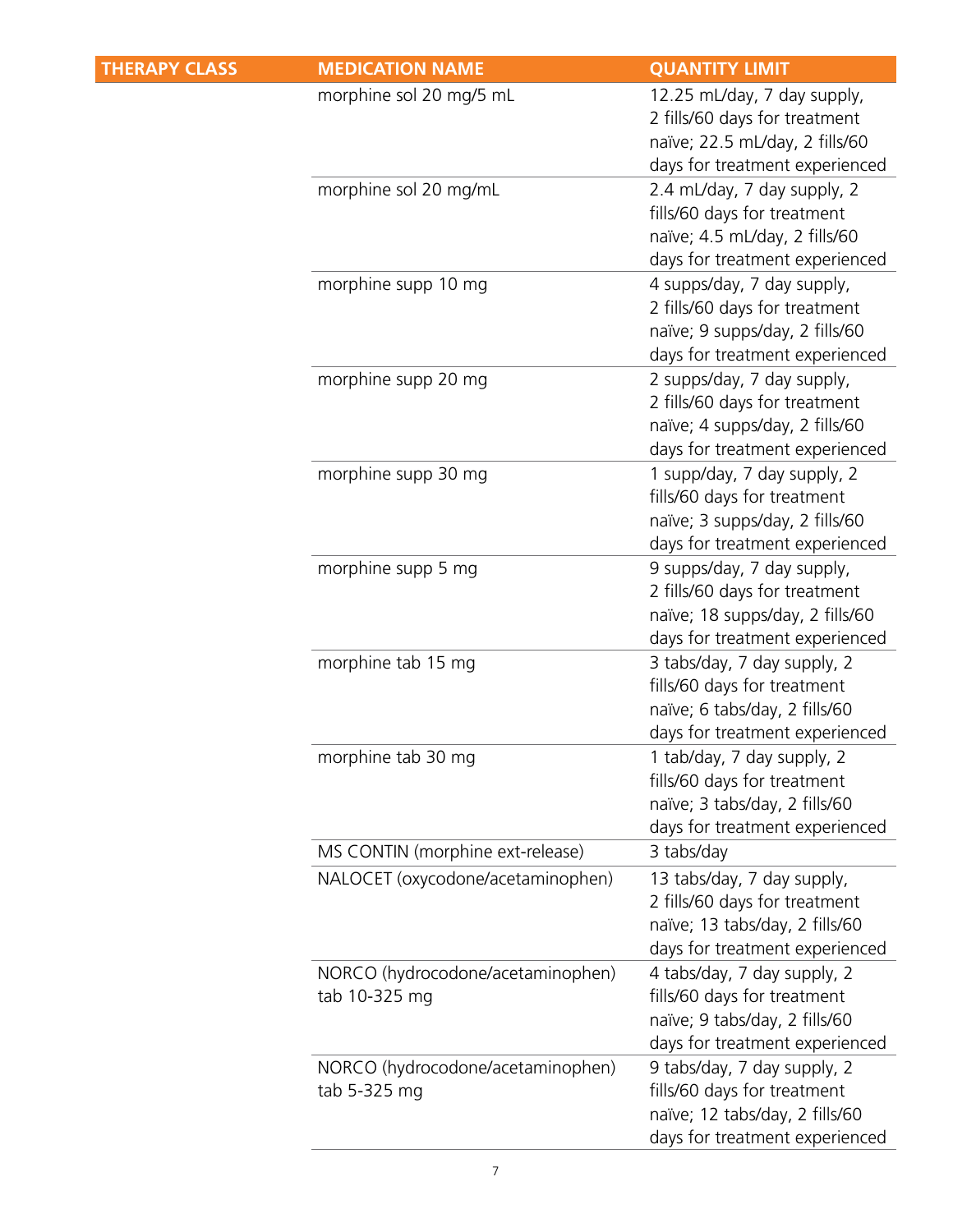| THERAPY CLASS | MEDICATION NAME | QUANTITY LIMIT |
|---|---|---|
| | morphine sol 20 mg/5 mL | 12.25 mL/day, 7 day supply, 2 fills/60 days for treatment naïve; 22.5 mL/day, 2 fills/60 days for treatment experienced |
| | morphine sol 20 mg/mL | 2.4 mL/day, 7 day supply, 2 fills/60 days for treatment naïve; 4.5 mL/day, 2 fills/60 days for treatment experienced |
| | morphine supp 10 mg | 4 supps/day, 7 day supply, 2 fills/60 days for treatment naïve; 9 supps/day, 2 fills/60 days for treatment experienced |
| | morphine supp 20 mg | 2 supps/day, 7 day supply, 2 fills/60 days for treatment naïve; 4 supps/day, 2 fills/60 days for treatment experienced |
| | morphine supp 30 mg | 1 supp/day, 7 day supply, 2 fills/60 days for treatment naïve; 3 supps/day, 2 fills/60 days for treatment experienced |
| | morphine supp 5 mg | 9 supps/day, 7 day supply, 2 fills/60 days for treatment naïve; 18 supps/day, 2 fills/60 days for treatment experienced |
| | morphine tab 15 mg | 3 tabs/day, 7 day supply, 2 fills/60 days for treatment naïve; 6 tabs/day, 2 fills/60 days for treatment experienced |
| | morphine tab 30 mg | 1 tab/day, 7 day supply, 2 fills/60 days for treatment naïve; 3 tabs/day, 2 fills/60 days for treatment experienced |
| | MS CONTIN (morphine ext-release) | 3 tabs/day |
| | NALOCET (oxycodone/acetaminophen) | 13 tabs/day, 7 day supply, 2 fills/60 days for treatment naïve; 13 tabs/day, 2 fills/60 days for treatment experienced |
| | NORCO (hydrocodone/acetaminophen) tab 10-325 mg | 4 tabs/day, 7 day supply, 2 fills/60 days for treatment naïve; 9 tabs/day, 2 fills/60 days for treatment experienced |
| | NORCO (hydrocodone/acetaminophen) tab 5-325 mg | 9 tabs/day, 7 day supply, 2 fills/60 days for treatment naïve; 12 tabs/day, 2 fills/60 days for treatment experienced |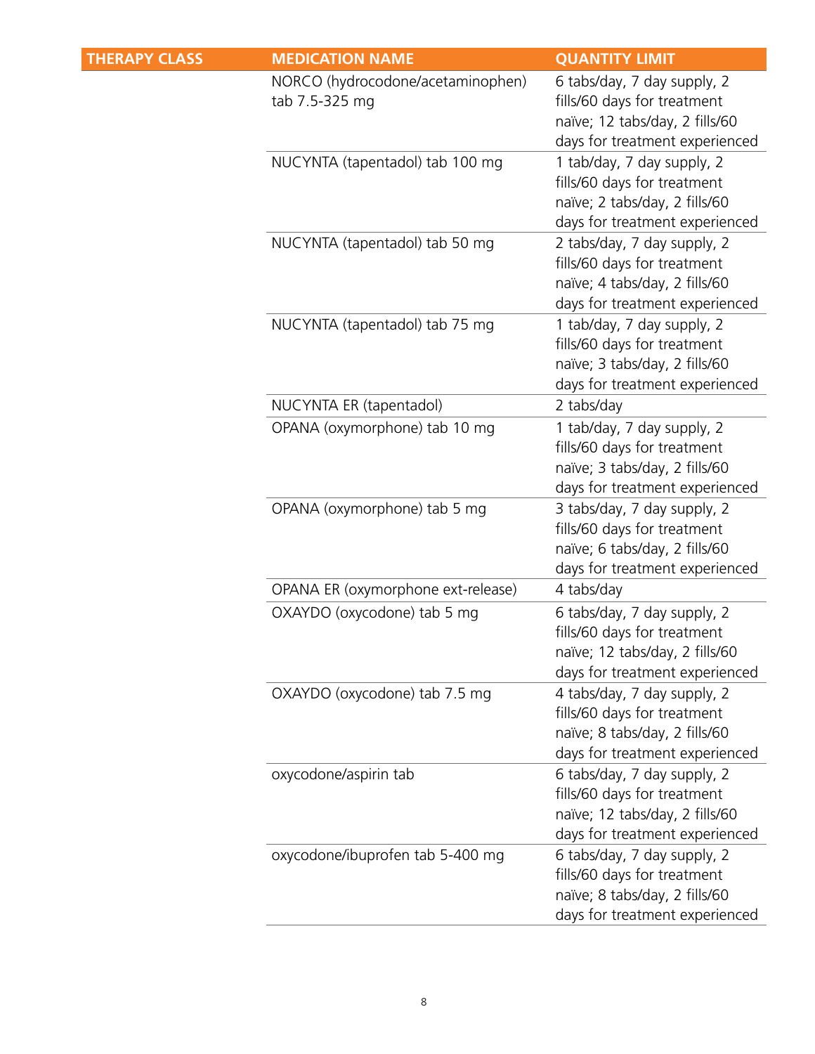| THERAPY CLASS | MEDICATION NAME | QUANTITY LIMIT |
| --- | --- | --- |
| | NORCO (hydrocodone/acetaminophen) tab 7.5-325 mg | 6 tabs/day, 7 day supply, 2 fills/60 days for treatment naïve; 12 tabs/day, 2 fills/60 days for treatment experienced |
| | NUCYNTA (tapentadol) tab 100 mg | 1 tab/day, 7 day supply, 2 fills/60 days for treatment naïve; 2 tabs/day, 2 fills/60 days for treatment experienced |
| | NUCYNTA (tapentadol) tab 50 mg | 2 tabs/day, 7 day supply, 2 fills/60 days for treatment naïve; 4 tabs/day, 2 fills/60 days for treatment experienced |
| | NUCYNTA (tapentadol) tab 75 mg | 1 tab/day, 7 day supply, 2 fills/60 days for treatment naïve; 3 tabs/day, 2 fills/60 days for treatment experienced |
| | NUCYNTA ER (tapentadol) | 2 tabs/day |
| | OPANA (oxymorphone) tab 10 mg | 1 tab/day, 7 day supply, 2 fills/60 days for treatment naïve; 3 tabs/day, 2 fills/60 days for treatment experienced |
| | OPANA (oxymorphone) tab 5 mg | 3 tabs/day, 7 day supply, 2 fills/60 days for treatment naïve; 6 tabs/day, 2 fills/60 days for treatment experienced |
| | OPANA ER (oxymorphone ext-release) | 4 tabs/day |
| | OXAYDO (oxycodone) tab 5 mg | 6 tabs/day, 7 day supply, 2 fills/60 days for treatment naïve; 12 tabs/day, 2 fills/60 days for treatment experienced |
| | OXAYDO (oxycodone) tab 7.5 mg | 4 tabs/day, 7 day supply, 2 fills/60 days for treatment naïve; 8 tabs/day, 2 fills/60 days for treatment experienced |
| | oxycodone/aspirin tab | 6 tabs/day, 7 day supply, 2 fills/60 days for treatment naïve; 12 tabs/day, 2 fills/60 days for treatment experienced |
| | oxycodone/ibuprofen tab 5-400 mg | 6 tabs/day, 7 day supply, 2 fills/60 days for treatment naïve; 8 tabs/day, 2 fills/60 days for treatment experienced |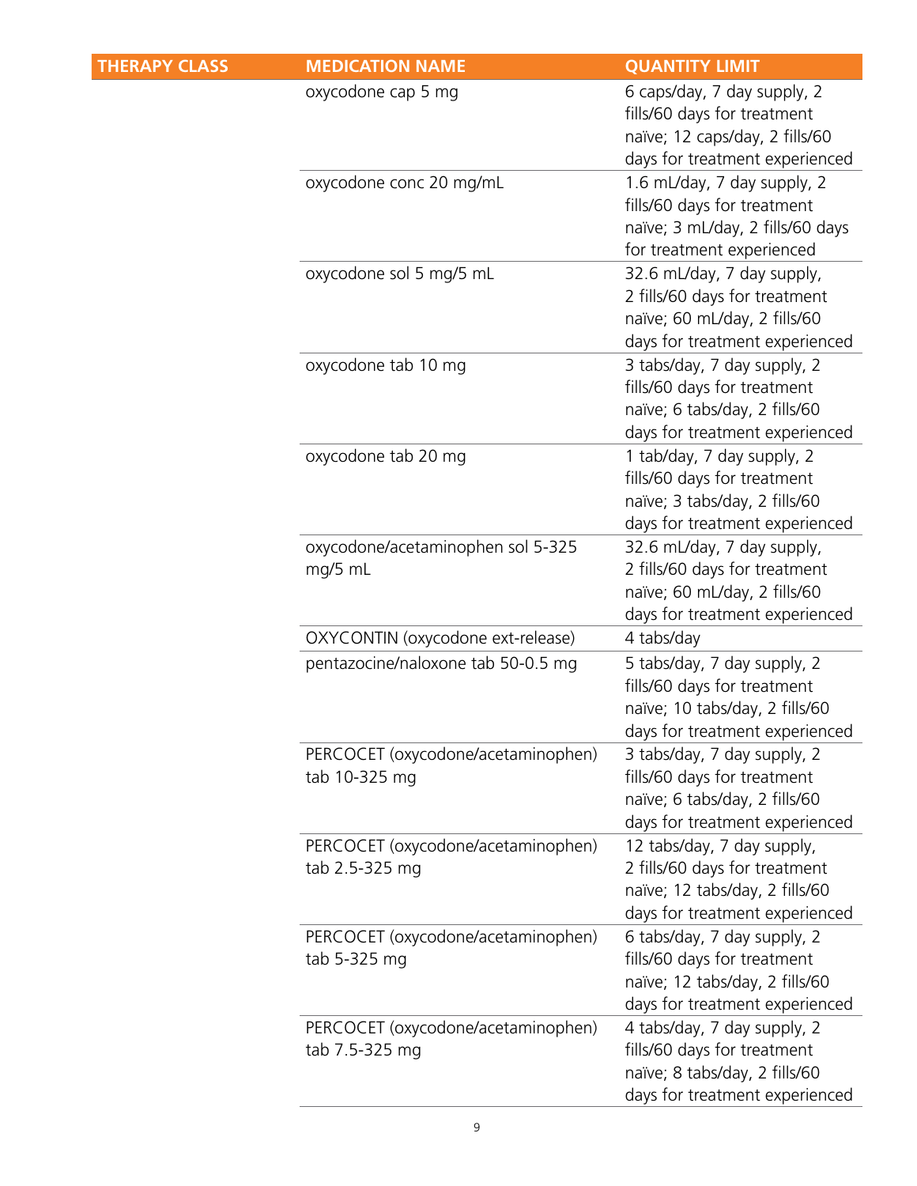| THERAPY CLASS | MEDICATION NAME | QUANTITY LIMIT |
|---|---|---|
| | oxycodone cap 5 mg | 6 caps/day, 7 day supply, 2 fills/60 days for treatment naïve; 12 caps/day, 2 fills/60 days for treatment experienced |
| | oxycodone conc 20 mg/mL | 1.6 mL/day, 7 day supply, 2 fills/60 days for treatment naïve; 3 mL/day, 2 fills/60 days for treatment experienced |
| | oxycodone sol 5 mg/5 mL | 32.6 mL/day, 7 day supply, 2 fills/60 days for treatment naïve; 60 mL/day, 2 fills/60 days for treatment experienced |
| | oxycodone tab 10 mg | 3 tabs/day, 7 day supply, 2 fills/60 days for treatment naïve; 6 tabs/day, 2 fills/60 days for treatment experienced |
| | oxycodone tab 20 mg | 1 tab/day, 7 day supply, 2 fills/60 days for treatment naïve; 3 tabs/day, 2 fills/60 days for treatment experienced |
| | oxycodone/acetaminophen sol 5-325 mg/5 mL | 32.6 mL/day, 7 day supply, 2 fills/60 days for treatment naïve; 60 mL/day, 2 fills/60 days for treatment experienced |
| | OXYCONTIN (oxycodone ext-release) | 4 tabs/day |
| | pentazocine/naloxone tab 50-0.5 mg | 5 tabs/day, 7 day supply, 2 fills/60 days for treatment naïve; 10 tabs/day, 2 fills/60 days for treatment experienced |
| | PERCOCET (oxycodone/acetaminophen) tab 10-325 mg | 3 tabs/day, 7 day supply, 2 fills/60 days for treatment naïve; 6 tabs/day, 2 fills/60 days for treatment experienced |
| | PERCOCET (oxycodone/acetaminophen) tab 2.5-325 mg | 12 tabs/day, 7 day supply, 2 fills/60 days for treatment naïve; 12 tabs/day, 2 fills/60 days for treatment experienced |
| | PERCOCET (oxycodone/acetaminophen) tab 5-325 mg | 6 tabs/day, 7 day supply, 2 fills/60 days for treatment naïve; 12 tabs/day, 2 fills/60 days for treatment experienced |
| | PERCOCET (oxycodone/acetaminophen) tab 7.5-325 mg | 4 tabs/day, 7 day supply, 2 fills/60 days for treatment naïve; 8 tabs/day, 2 fills/60 days for treatment experienced |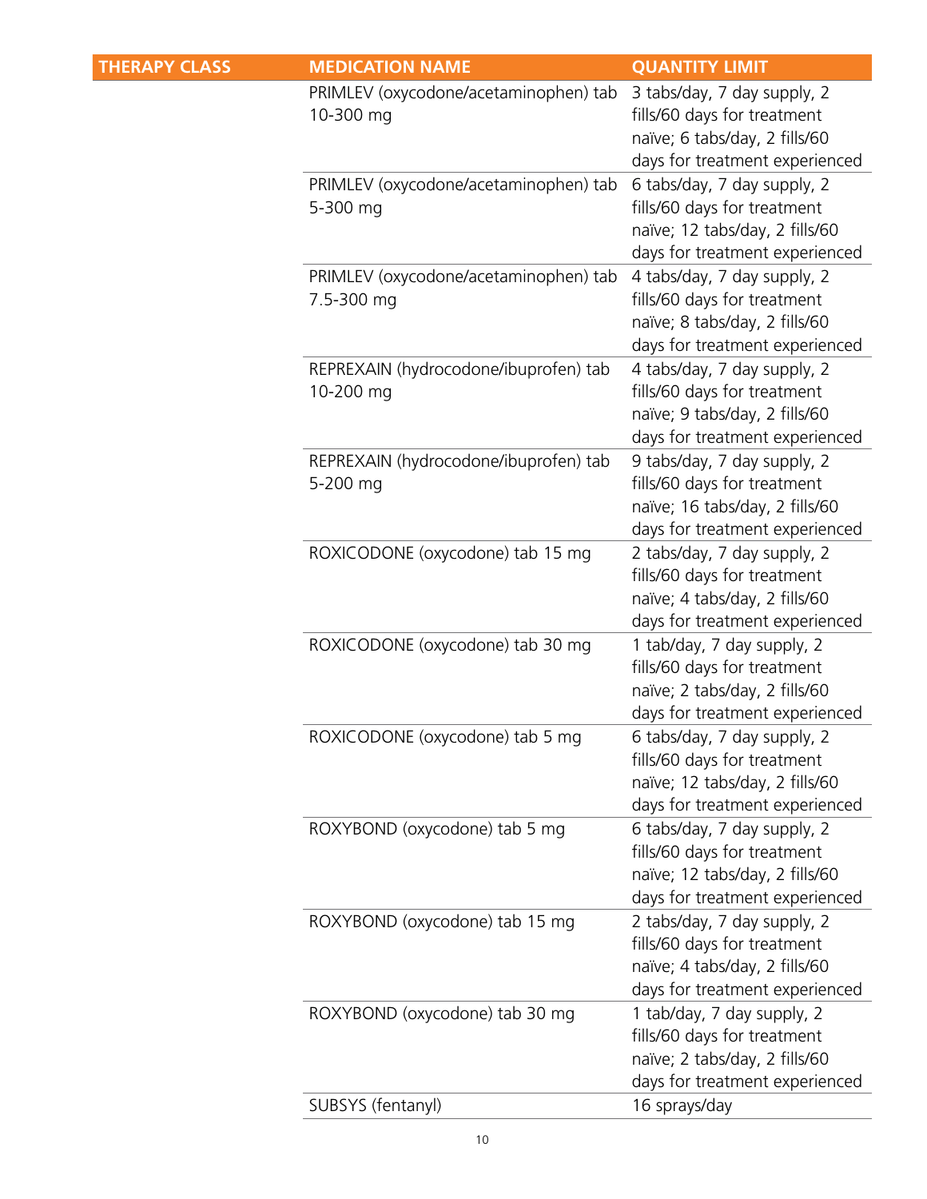| THERAPY CLASS | MEDICATION NAME | QUANTITY LIMIT |
|---|---|---|
| | PRIMLEV (oxycodone/acetaminophen) tab 10-300 mg | 3 tabs/day, 7 day supply, 2 fills/60 days for treatment naïve; 6 tabs/day, 2 fills/60 days for treatment experienced |
| | PRIMLEV (oxycodone/acetaminophen) tab 5-300 mg | 6 tabs/day, 7 day supply, 2 fills/60 days for treatment naïve; 12 tabs/day, 2 fills/60 days for treatment experienced |
| | PRIMLEV (oxycodone/acetaminophen) tab 7.5-300 mg | 4 tabs/day, 7 day supply, 2 fills/60 days for treatment naïve; 8 tabs/day, 2 fills/60 days for treatment experienced |
| | REPREXAIN (hydrocodone/ibuprofen) tab 10-200 mg | 4 tabs/day, 7 day supply, 2 fills/60 days for treatment naïve; 9 tabs/day, 2 fills/60 days for treatment experienced |
| | REPREXAIN (hydrocodone/ibuprofen) tab 5-200 mg | 9 tabs/day, 7 day supply, 2 fills/60 days for treatment naïve; 16 tabs/day, 2 fills/60 days for treatment experienced |
| | ROXICODONE (oxycodone) tab 15 mg | 2 tabs/day, 7 day supply, 2 fills/60 days for treatment naïve; 4 tabs/day, 2 fills/60 days for treatment experienced |
| | ROXICODONE (oxycodone) tab 30 mg | 1 tab/day, 7 day supply, 2 fills/60 days for treatment naïve; 2 tabs/day, 2 fills/60 days for treatment experienced |
| | ROXICODONE (oxycodone) tab 5 mg | 6 tabs/day, 7 day supply, 2 fills/60 days for treatment naïve; 12 tabs/day, 2 fills/60 days for treatment experienced |
| | ROXYBOND (oxycodone) tab 5 mg | 6 tabs/day, 7 day supply, 2 fills/60 days for treatment naïve; 12 tabs/day, 2 fills/60 days for treatment experienced |
| | ROXYBOND (oxycodone) tab 15 mg | 2 tabs/day, 7 day supply, 2 fills/60 days for treatment naïve; 4 tabs/day, 2 fills/60 days for treatment experienced |
| | ROXYBOND (oxycodone) tab 30 mg | 1 tab/day, 7 day supply, 2 fills/60 days for treatment naïve; 2 tabs/day, 2 fills/60 days for treatment experienced |
| | SUBSYS (fentanyl) | 16 sprays/day |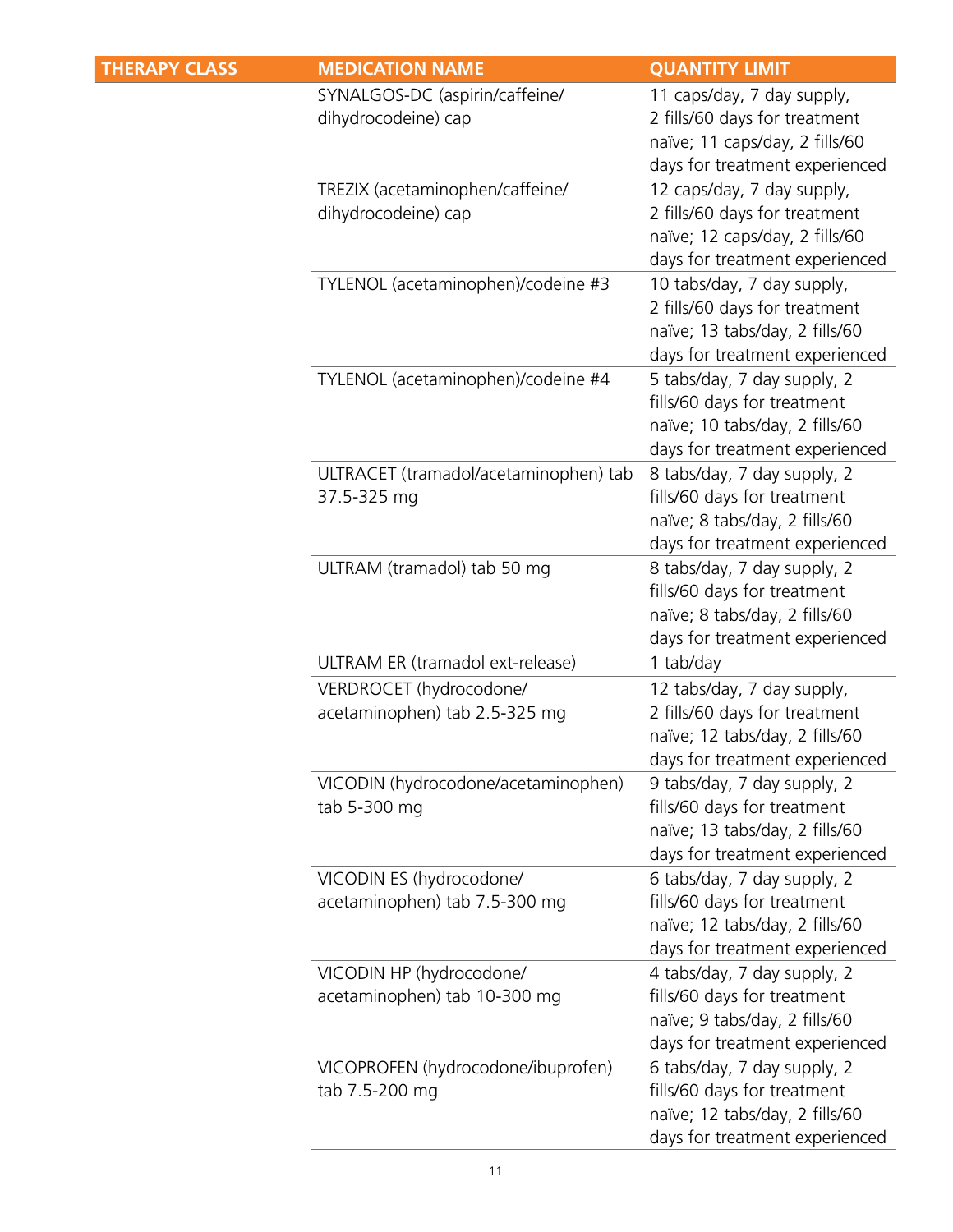| THERAPY CLASS | MEDICATION NAME | QUANTITY LIMIT |
|---|---|---|
| | SYNALGOS-DC (aspirin/caffeine/dihydrocodeine) cap | 11 caps/day, 7 day supply, 2 fills/60 days for treatment naïve; 11 caps/day, 2 fills/60 days for treatment experienced |
| | TREZIX (acetaminophen/caffeine/dihydrocodeine) cap | 12 caps/day, 7 day supply, 2 fills/60 days for treatment naïve; 12 caps/day, 2 fills/60 days for treatment experienced |
| | TYLENOL (acetaminophen)/codeine #3 | 10 tabs/day, 7 day supply, 2 fills/60 days for treatment naïve; 13 tabs/day, 2 fills/60 days for treatment experienced |
| | TYLENOL (acetaminophen)/codeine #4 | 5 tabs/day, 7 day supply, 2 fills/60 days for treatment naïve; 10 tabs/day, 2 fills/60 days for treatment experienced |
| | ULTRACET (tramadol/acetaminophen) tab 37.5-325 mg | 8 tabs/day, 7 day supply, 2 fills/60 days for treatment naïve; 8 tabs/day, 2 fills/60 days for treatment experienced |
| | ULTRAM (tramadol) tab 50 mg | 8 tabs/day, 7 day supply, 2 fills/60 days for treatment naïve; 8 tabs/day, 2 fills/60 days for treatment experienced |
| | ULTRAM ER (tramadol ext-release) | 1 tab/day |
| | VERDROCET (hydrocodone/acetaminophen) tab 2.5-325 mg | 12 tabs/day, 7 day supply, 2 fills/60 days for treatment naïve; 12 tabs/day, 2 fills/60 days for treatment experienced |
| | VICODIN (hydrocodone/acetaminophen) tab 5-300 mg | 9 tabs/day, 7 day supply, 2 fills/60 days for treatment naïve; 13 tabs/day, 2 fills/60 days for treatment experienced |
| | VICODIN ES (hydrocodone/acetaminophen) tab 7.5-300 mg | 6 tabs/day, 7 day supply, 2 fills/60 days for treatment naïve; 12 tabs/day, 2 fills/60 days for treatment experienced |
| | VICODIN HP (hydrocodone/acetaminophen) tab 10-300 mg | 4 tabs/day, 7 day supply, 2 fills/60 days for treatment naïve; 9 tabs/day, 2 fills/60 days for treatment experienced |
| | VICOPROFEN (hydrocodone/ibuprofen) tab 7.5-200 mg | 6 tabs/day, 7 day supply, 2 fills/60 days for treatment naïve; 12 tabs/day, 2 fills/60 days for treatment experienced |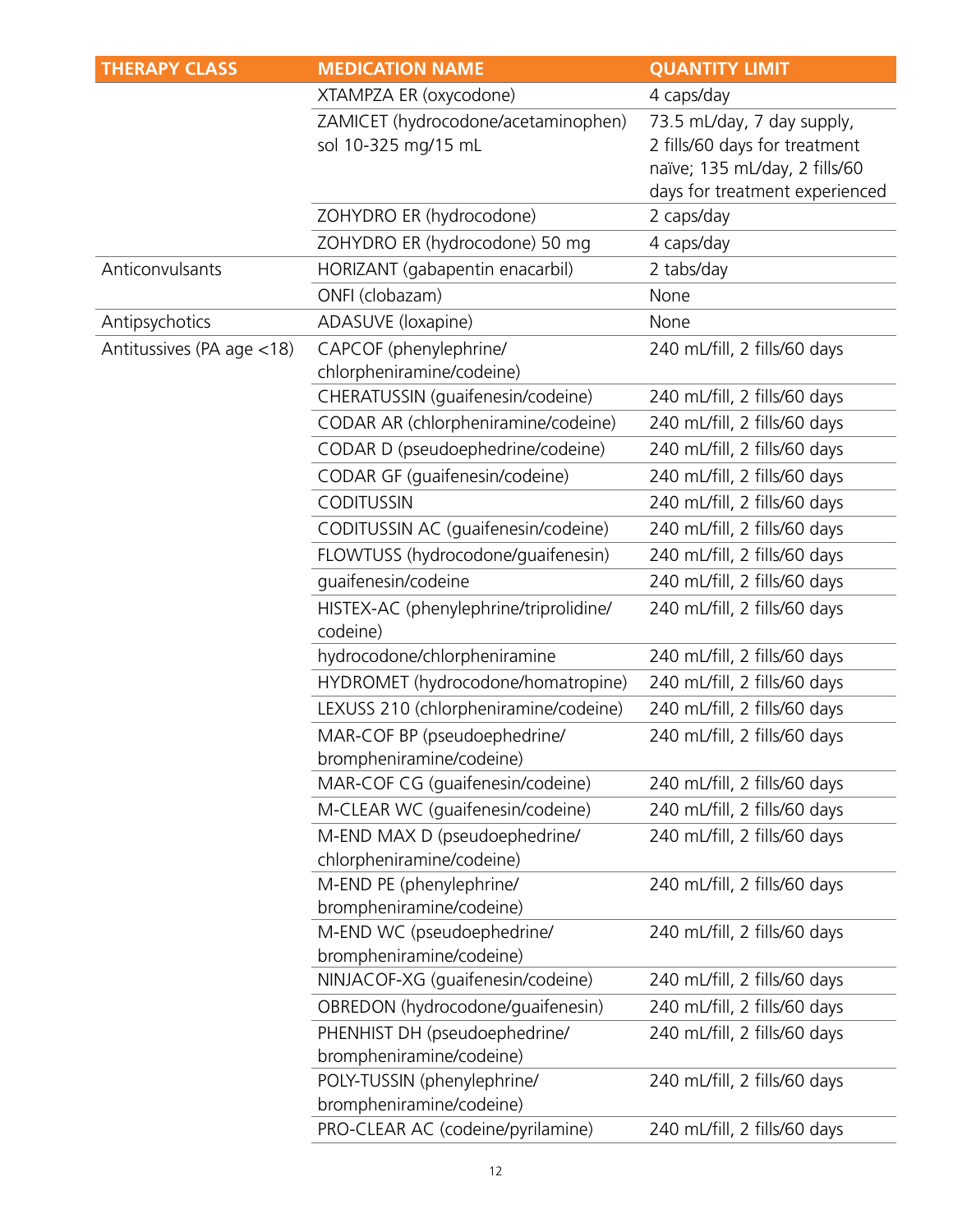| THERAPY CLASS | MEDICATION NAME | QUANTITY LIMIT |
|---|---|---|
| | XTAMPZA ER (oxycodone) | 4 caps/day |
| | ZAMICET (hydrocodone/acetaminophen) sol 10-325 mg/15 mL | 73.5 mL/day, 7 day supply, 2 fills/60 days for treatment naïve; 135 mL/day, 2 fills/60 days for treatment experienced |
| | ZOHYDRO ER (hydrocodone) | 2 caps/day |
| | ZOHYDRO ER (hydrocodone) 50 mg | 4 caps/day |
| Anticonvulsants | HORIZANT (gabapentin enacarbil) | 2 tabs/day |
| | ONFI (clobazam) | None |
| Antipsychotics | ADASUVE (loxapine) | None |
| Antitussives (PA age <18) | CAPCOF (phenylephrine/ chlorpheniramine/codeine) | 240 mL/fill, 2 fills/60 days |
| | CHERATUSSIN (guaifenesin/codeine) | 240 mL/fill, 2 fills/60 days |
| | CODAR AR (chlorpheniramine/codeine) | 240 mL/fill, 2 fills/60 days |
| | CODAR D (pseudoephedrine/codeine) | 240 mL/fill, 2 fills/60 days |
| | CODAR GF (guaifenesin/codeine) | 240 mL/fill, 2 fills/60 days |
| | CODITUSSIN | 240 mL/fill, 2 fills/60 days |
| | CODITUSSIN AC (guaifenesin/codeine) | 240 mL/fill, 2 fills/60 days |
| | FLOWTUSS (hydrocodone/guaifenesin) | 240 mL/fill, 2 fills/60 days |
| | guaifenesin/codeine | 240 mL/fill, 2 fills/60 days |
| | HISTEX-AC (phenylephrine/triprolidine/ codeine) | 240 mL/fill, 2 fills/60 days |
| | hydrocodone/chlorpheniramine | 240 mL/fill, 2 fills/60 days |
| | HYDROMET (hydrocodone/homatropine) | 240 mL/fill, 2 fills/60 days |
| | LEXUSS 210 (chlorpheniramine/codeine) | 240 mL/fill, 2 fills/60 days |
| | MAR-COF BP (pseudoephedrine/ brompheniramine/codeine) | 240 mL/fill, 2 fills/60 days |
| | MAR-COF CG (guaifenesin/codeine) | 240 mL/fill, 2 fills/60 days |
| | M-CLEAR WC (guaifenesin/codeine) | 240 mL/fill, 2 fills/60 days |
| | M-END MAX D (pseudoephedrine/ chlorpheniramine/codeine) | 240 mL/fill, 2 fills/60 days |
| | M-END PE (phenylephrine/ brompheniramine/codeine) | 240 mL/fill, 2 fills/60 days |
| | M-END WC (pseudoephedrine/ brompheniramine/codeine) | 240 mL/fill, 2 fills/60 days |
| | NINJACOF-XG (guaifenesin/codeine) | 240 mL/fill, 2 fills/60 days |
| | OBREDON (hydrocodone/guaifenesin) | 240 mL/fill, 2 fills/60 days |
| | PHENHIST DH (pseudoephedrine/ brompheniramine/codeine) | 240 mL/fill, 2 fills/60 days |
| | POLY-TUSSIN (phenylephrine/ brompheniramine/codeine) | 240 mL/fill, 2 fills/60 days |
| | PRO-CLEAR AC (codeine/pyrilamine) | 240 mL/fill, 2 fills/60 days |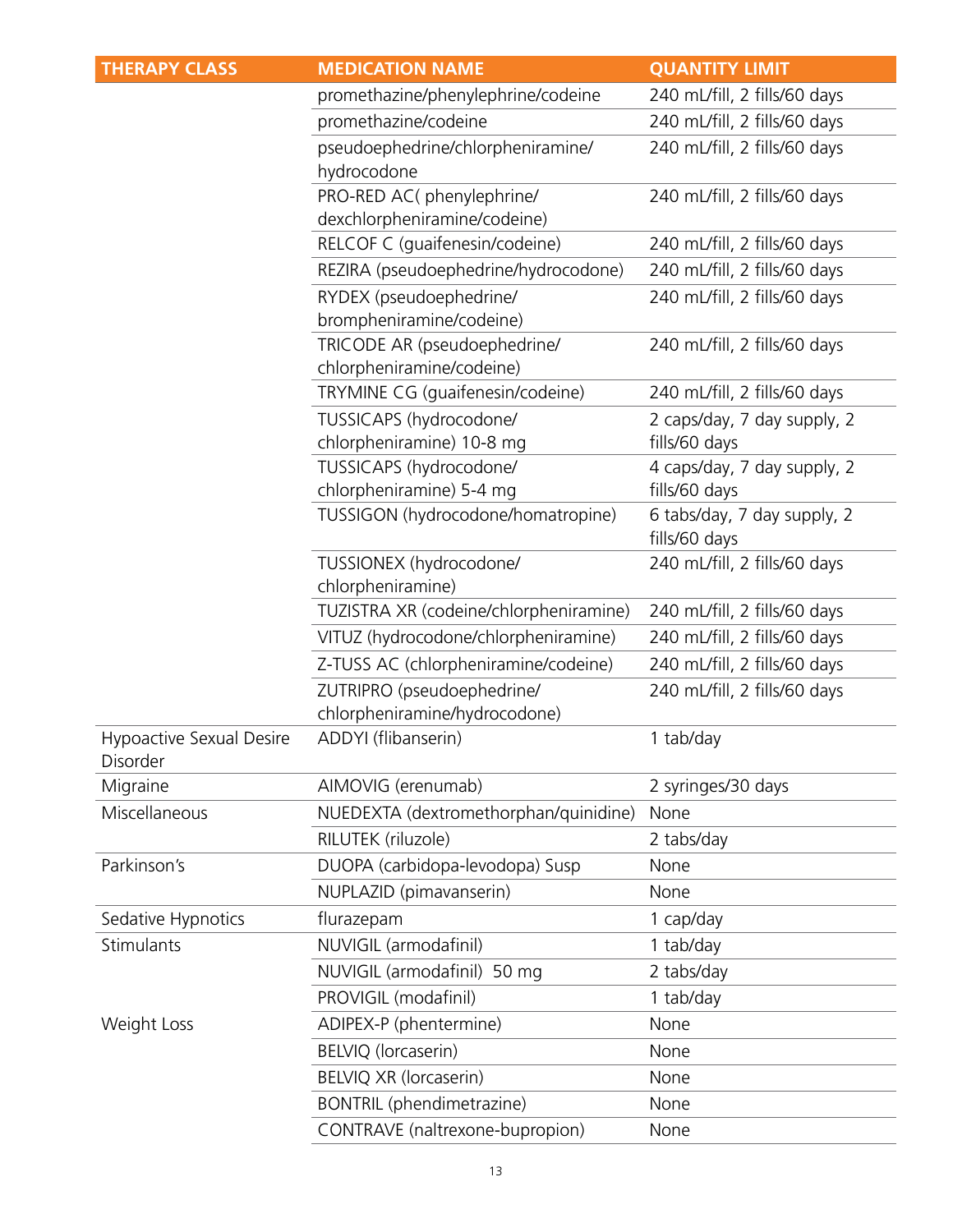| THERAPY CLASS | MEDICATION NAME | QUANTITY LIMIT |
| --- | --- | --- |
| | promethazine/phenylephrine/codeine | 240 mL/fill, 2 fills/60 days |
| | promethazine/codeine | 240 mL/fill, 2 fills/60 days |
| | pseudoephedrine/chlorpheniramine/ hydrocodone | 240 mL/fill, 2 fills/60 days |
| | PRO-RED AC( phenylephrine/ dexchlorpheniramine/codeine) | 240 mL/fill, 2 fills/60 days |
| | RELCOF C (guaifenesin/codeine) | 240 mL/fill, 2 fills/60 days |
| | REZIRA (pseudoephedrine/hydrocodone) | 240 mL/fill, 2 fills/60 days |
| | RYDEX (pseudoephedrine/ brompheniramine/codeine) | 240 mL/fill, 2 fills/60 days |
| | TRICODE AR (pseudoephedrine/ chlorpheniramine/codeine) | 240 mL/fill, 2 fills/60 days |
| | TRYMINE CG (guaifenesin/codeine) | 240 mL/fill, 2 fills/60 days |
| | TUSSICAPS (hydrocodone/ chlorpheniramine) 10-8 mg | 2 caps/day, 7 day supply, 2 fills/60 days |
| | TUSSICAPS (hydrocodone/ chlorpheniramine) 5-4 mg | 4 caps/day, 7 day supply, 2 fills/60 days |
| | TUSSIGON (hydrocodone/homatropine) | 6 tabs/day, 7 day supply, 2 fills/60 days |
| | TUSSIONEX (hydrocodone/ chlorpheniramine) | 240 mL/fill, 2 fills/60 days |
| | TUZISTRA XR (codeine/chlorpheniramine) | 240 mL/fill, 2 fills/60 days |
| | VITUZ (hydrocodone/chlorpheniramine) | 240 mL/fill, 2 fills/60 days |
| | Z-TUSS AC (chlorpheniramine/codeine) | 240 mL/fill, 2 fills/60 days |
| | ZUTRIPRO (pseudoephedrine/ chlorpheniramine/hydrocodone) | 240 mL/fill, 2 fills/60 days |
| Hypoactive Sexual Desire Disorder | ADDYI (flibanserin) | 1 tab/day |
| Migraine | AIMOVIG (erenumab) | 2 syringes/30 days |
| Miscellaneous | NUEDEXTA (dextromethorphan/quinidine) | None |
| | RILUTEK (riluzole) | 2 tabs/day |
| Parkinson's | DUOPA (carbidopa-levodopa) Susp | None |
| | NUPLAZID (pimavanserin) | None |
| Sedative Hypnotics | flurazepam | 1 cap/day |
| Stimulants | NUVIGIL (armodafinil) | 1 tab/day |
| | NUVIGIL (armodafinil) 50 mg | 2 tabs/day |
| | PROVIGIL (modafinil) | 1 tab/day |
| Weight Loss | ADIPEX-P (phentermine) | None |
| | BELVIQ (lorcaserin) | None |
| | BELVIQ XR (lorcaserin) | None |
| | BONTRIL (phendimetrazine) | None |
| | CONTRAVE (naltrexone-bupropion) | None |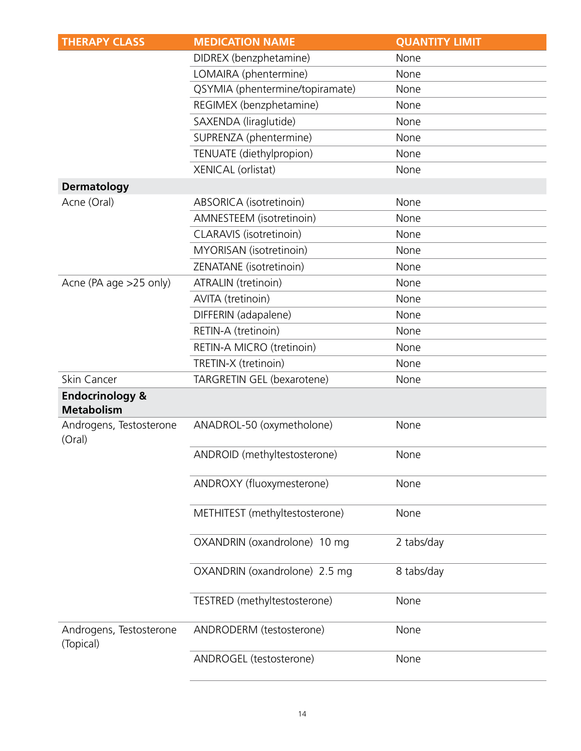| THERAPY CLASS | MEDICATION NAME | QUANTITY LIMIT |
| --- | --- | --- |
| | DIDREX (benzphetamine) | None |
| | LOMAIRA (phentermine) | None |
| | QSYMIA (phentermine/topiramate) | None |
| | REGIMEX (benzphetamine) | None |
| | SAXENDA (liraglutide) | None |
| | SUPRENZA (phentermine) | None |
| | TENUATE (diethylpropion) | None |
| | XENICAL (orlistat) | None |
| **Dermatology** | | |
| Acne (Oral) | ABSORICA (isotretinoin) | None |
| | AMNESTEEM (isotretinoin) | None |
| | CLARAVIS (isotretinoin) | None |
| | MYORISAN (isotretinoin) | None |
| | ZENATANE (isotretinoin) | None |
| Acne (PA age >25 only) | ATRALIN (tretinoin) | None |
| | AVITA (tretinoin) | None |
| | DIFFERIN (adapalene) | None |
| | RETIN-A (tretinoin) | None |
| | RETIN-A MICRO (tretinoin) | None |
| | TRETIN-X (tretinoin) | None |
| Skin Cancer | TARGRETIN GEL (bexarotene) | None |
| **Endocrinology & Metabolism** | | |
| Androgens, Testosterone (Oral) | ANADROL-50 (oxymetholone) | None |
| | ANDROID (methyltestosterone) | None |
| | ANDROXY (fluoxymesterone) | None |
| | METHITEST (methyltestosterone) | None |
| | OXANDRIN (oxandrolone) 10 mg | 2 tabs/day |
| | OXANDRIN (oxandrolone) 2.5 mg | 8 tabs/day |
| | TESTRED (methyltestosterone) | None |
| Androgens, Testosterone (Topical) | ANDRODERM (testosterone) | None |
| | ANDROGEL (testosterone) | None |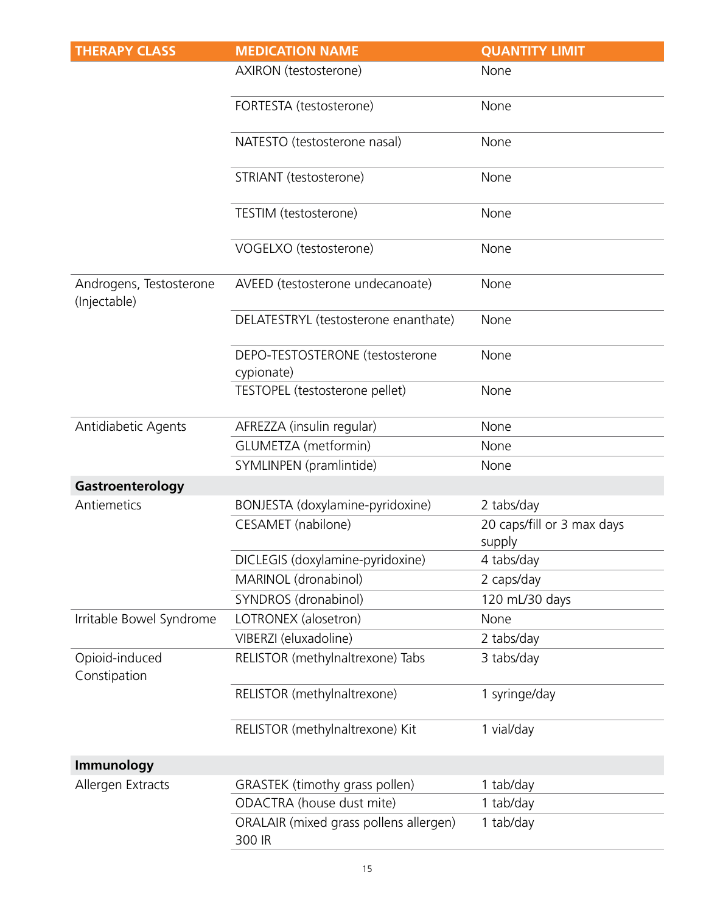| THERAPY CLASS | MEDICATION NAME | QUANTITY LIMIT |
|---|---|---|
| | AXIRON (testosterone) | None |
| | FORTESTA (testosterone) | None |
| | NATESTO (testosterone nasal) | None |
| | STRIANT (testosterone) | None |
| | TESTIM (testosterone) | None |
| | VOGELXO (testosterone) | None |
| Androgens, Testosterone (Injectable) | AVEED (testosterone undecanoate) | None |
| | DELATESTRYL (testosterone enanthate) | None |
| | DEPO-TESTOSTERONE (testosterone cypionate) | None |
| | TESTOPEL (testosterone pellet) | None |
| Antidiabetic Agents | AFREZZA (insulin regular) | None |
| | GLUMETZA (metformin) | None |
| | SYMLINPEN (pramlintide) | None |
| **Gastroenterology** | | |
| Antiemetics | BONJESTA (doxylamine-pyridoxine) | 2 tabs/day |
| | CESAMET (nabilone) | 20 caps/fill or 3 max days supply |
| | DICLEGIS (doxylamine-pyridoxine) | 4 tabs/day |
| | MARINOL (dronabinol) | 2 caps/day |
| | SYNDROS (dronabinol) | 120 mL/30 days |
| Irritable Bowel Syndrome | LOTRONEX (alosetron) | None |
| | VIBERZI (eluxadoline) | 2 tabs/day |
| Opioid-induced Constipation | RELISTOR (methylnaltrexone) Tabs | 3 tabs/day |
| | RELISTOR (methylnaltrexone) | 1 syringe/day |
| | RELISTOR (methylnaltrexone) Kit | 1 vial/day |
| **Immunology** | | |
| Allergen Extracts | GRASTEK (timothy grass pollen) | 1 tab/day |
| | ODACTRA (house dust mite) | 1 tab/day |
| | ORALAIR (mixed grass pollens allergen) 300 IR | 1 tab/day |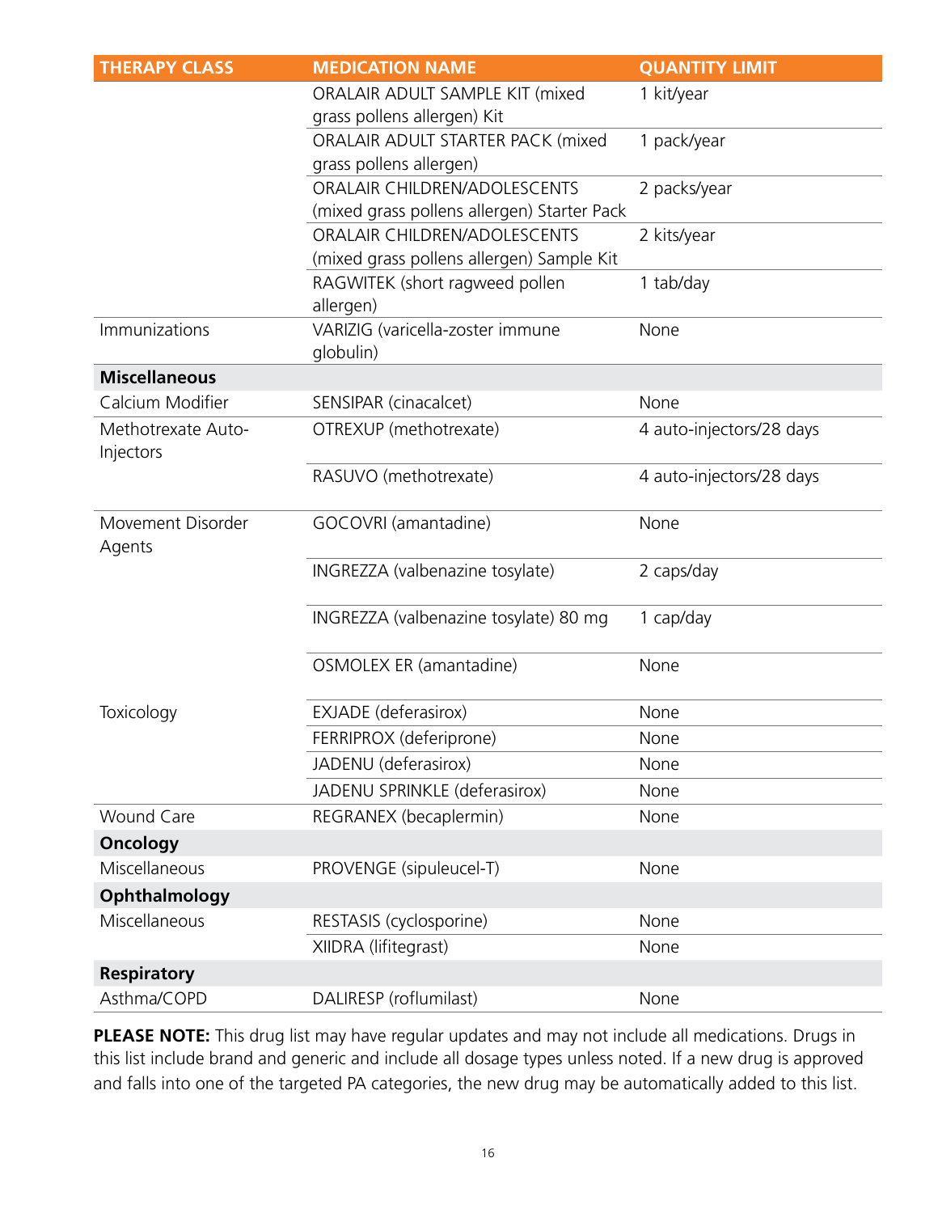| THERAPY CLASS | MEDICATION NAME | QUANTITY LIMIT |
|---|---|---|
| | ORALAIR ADULT SAMPLE KIT (mixed grass pollens allergen) Kit | 1 kit/year |
| | ORALAIR ADULT STARTER PACK (mixed grass pollens allergen) | 1 pack/year |
| | ORALAIR CHILDREN/ADOLESCENTS (mixed grass pollens allergen) Starter Pack | 2 packs/year |
| | ORALAIR CHILDREN/ADOLESCENTS (mixed grass pollens allergen) Sample Kit | 2 kits/year |
| | RAGWITEK (short ragweed pollen allergen) | 1 tab/day |
| Immunizations | VARIZIG (varicella-zoster immune globulin) | None |
| **Miscellaneous** | | |
| Calcium Modifier | SENSIPAR (cinacalcet) | None |
| Methotrexate Auto-Injectors | OTREXUP (methotrexate) | 4 auto-injectors/28 days |
| | RASUVO (methotrexate) | 4 auto-injectors/28 days |
| Movement Disorder Agents | GOCOVRI (amantadine) | None |
| | INGREZZA (valbenazine tosylate) | 2 caps/day |
| | INGREZZA (valbenazine tosylate) 80 mg | 1 cap/day |
| | OSMOLEX ER (amantadine) | None |
| Toxicology | EXJADE (deferasirox) | None |
| | FERRIPROX (deferiprone) | None |
| | JADENU (deferasirox) | None |
| | JADENU SPRINKLE (deferasirox) | None |
| Wound Care | REGRANEX (becaplermin) | None |
| **Oncology** | | |
| Miscellaneous | PROVENGE (sipuleucel-T) | None |
| **Ophthalmology** | | |
| Miscellaneous | RESTASIS (cyclosporine) | None |
| | XIIDRA (lifitegrast) | None |
| **Respiratory** | | |
| Asthma/COPD | DALIRESP (roflumilast) | None |

**PLEASE NOTE:** This drug list may have regular updates and may not include all medications. Drugs in this list include brand and generic and include all dosage types unless noted. If a new drug is approved and falls into one of the targeted PA categories, the new drug may be automatically added to this list.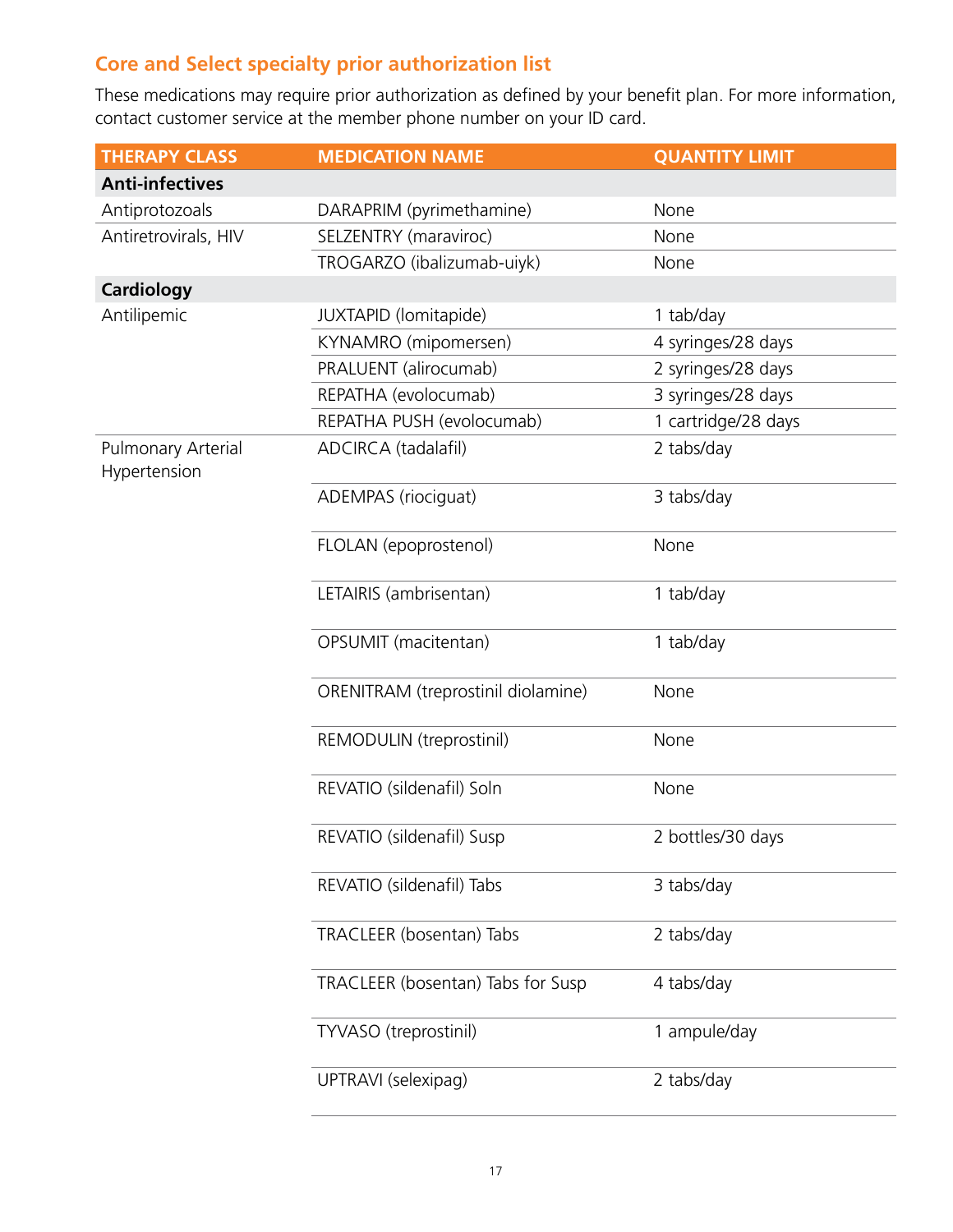## Core and Select specialty prior authorization list

These medications may require prior authorization as defined by your benefit plan. For more information, contact customer service at the member phone number on your ID card.

| THERAPY CLASS | MEDICATION NAME | QUANTITY LIMIT |
|---|---|---|
| **Anti-infectives** | | |
| Antiprotozoals | DARAPRIM (pyrimethamine) | None |
| Antiretrovirals, HIV | SELZENTRY (maraviroc) | None |
| | TROGARZO (ibalizumab-uiyk) | None |
| **Cardiology** | | |
| Antilipemic | JUXTAPID (lomitapide) | 1 tab/day |
| | KYNAMRO (mipomersen) | 4 syringes/28 days |
| | PRALUENT (alirocumab) | 2 syringes/28 days |
| | REPATHA (evolocumab) | 3 syringes/28 days |
| | REPATHA PUSH (evolocumab) | 1 cartridge/28 days |
| Pulmonary Arterial Hypertension | ADCIRCA (tadalafil) | 2 tabs/day |
| | ADEMPAS (riociguat) | 3 tabs/day |
| | FLOLAN (epoprostenol) | None |
| | LETAIRIS (ambrisentan) | 1 tab/day |
| | OPSUMIT (macitentan) | 1 tab/day |
| | ORENITRAM (treprostinil diolamine) | None |
| | REMODULIN (treprostinil) | None |
| | REVATIO (sildenafil) Soln | None |
| | REVATIO (sildenafil) Susp | 2 bottles/30 days |
| | REVATIO (sildenafil) Tabs | 3 tabs/day |
| | TRACLEER (bosentan) Tabs | 2 tabs/day |
| | TRACLEER (bosentan) Tabs for Susp | 4 tabs/day |
| | TYVASO (treprostinil) | 1 ampule/day |
| | UPTRAVI (selexipag) | 2 tabs/day |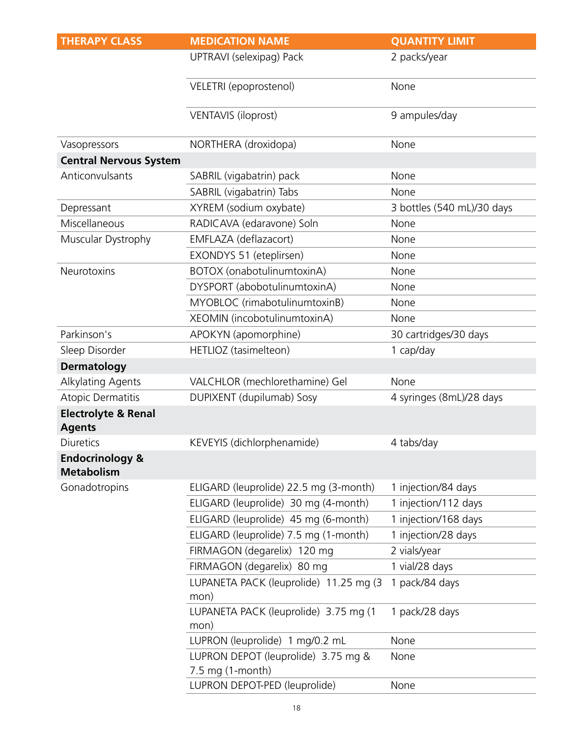| THERAPY CLASS | MEDICATION NAME | QUANTITY LIMIT |
| --- | --- | --- |
| | UPTRAVI (selexipag) Pack | 2 packs/year |
| | VELETRI (epoprostenol) | None |
| | VENTAVIS (iloprost) | 9 ampules/day |
| Vasopressors | NORTHERA (droxidopa) | None |
| **Central Nervous System** | | |
| Anticonvulsants | SABRIL (vigabatrin) pack | None |
| | SABRIL (vigabatrin) Tabs | None |
| Depressant | XYREM (sodium oxybate) | 3 bottles (540 mL)/30 days |
| Miscellaneous | RADICAVA (edaravone) Soln | None |
| Muscular Dystrophy | EMFLAZA (deflazacort) | None |
| | EXONDYS 51 (eteplirsen) | None |
| Neurotoxins | BOTOX (onabotulinumtoxinA) | None |
| | DYSPORT (abobotulinumtoxinA) | None |
| | MYOBLOC (rimabotulinumtoxinB) | None |
| | XEOMIN (incobotulinumtoxinA) | None |
| Parkinson's | APOKYN (apomorphine) | 30 cartridges/30 days |
| Sleep Disorder | HETLIOZ (tasimelteon) | 1 cap/day |
| **Dermatology** | | |
| Alkylating Agents | VALCHLOR (mechlorethamine) Gel | None |
| Atopic Dermatitis | DUPIXENT (dupilumab) Sosy | 4 syringes (8mL)/28 days |
| **Electrolyte & Renal Agents** | | |
| Diuretics | KEVEYIS (dichlorphenamide) | 4 tabs/day |
| **Endocrinology & Metabolism** | | |
| Gonadotropins | ELIGARD (leuprolide) 22.5 mg (3-month) | 1 injection/84 days |
| | ELIGARD (leuprolide) 30 mg (4-month) | 1 injection/112 days |
| | ELIGARD (leuprolide) 45 mg (6-month) | 1 injection/168 days |
| | ELIGARD (leuprolide) 7.5 mg (1-month) | 1 injection/28 days |
| | FIRMAGON (degarelix) 120 mg | 2 vials/year |
| | FIRMAGON (degarelix) 80 mg | 1 vial/28 days |
| | LUPANETA PACK (leuprolide) 11.25 mg (3 mon) | 1 pack/84 days |
| | LUPANETA PACK (leuprolide) 3.75 mg (1 mon) | 1 pack/28 days |
| | LUPRON (leuprolide) 1 mg/0.2 mL | None |
| | LUPRON DEPOT (leuprolide) 3.75 mg & 7.5 mg (1-month) | None |
| | LUPRON DEPOT-PED (leuprolide) | None |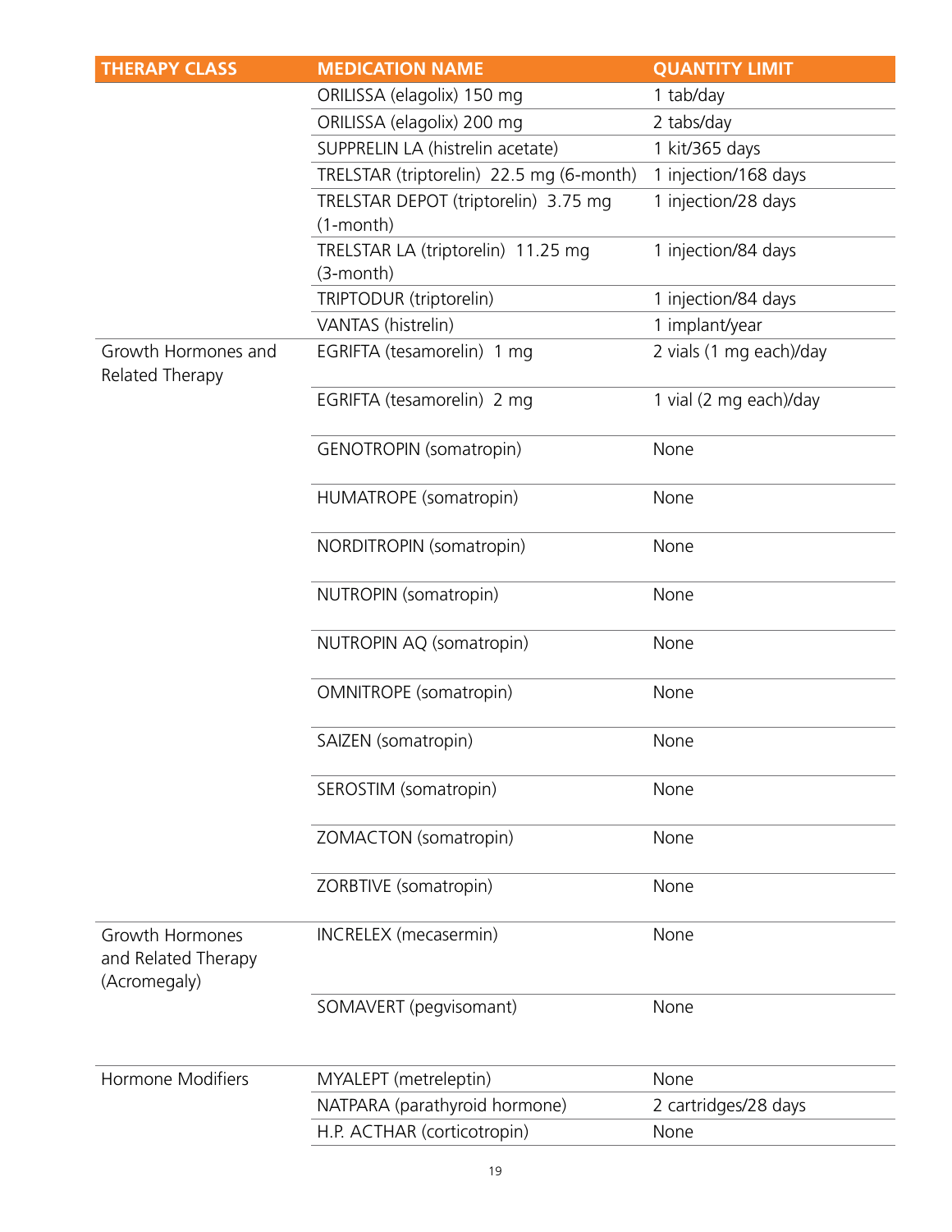| THERAPY CLASS | MEDICATION NAME | QUANTITY LIMIT |
|---|---|---|
| | ORILISSA (elagolix) 150 mg | 1 tab/day |
| | ORILISSA (elagolix) 200 mg | 2 tabs/day |
| | SUPPRELIN LA (histrelin acetate) | 1 kit/365 days |
| | TRELSTAR (triptorelin) 22.5 mg (6-month) | 1 injection/168 days |
| | TRELSTAR DEPOT (triptorelin) 3.75 mg (1-month) | 1 injection/28 days |
| | TRELSTAR LA (triptorelin) 11.25 mg (3-month) | 1 injection/84 days |
| | TRIPTODUR (triptorelin) | 1 injection/84 days |
| | VANTAS (histrelin) | 1 implant/year |
| Growth Hormones and Related Therapy | EGRIFTA (tesamorelin) 1 mg | 2 vials (1 mg each)/day |
| | EGRIFTA (tesamorelin) 2 mg | 1 vial (2 mg each)/day |
| | GENOTROPIN (somatropin) | None |
| | HUMATROPE (somatropin) | None |
| | NORDITROPIN (somatropin) | None |
| | NUTROPIN (somatropin) | None |
| | NUTROPIN AQ (somatropin) | None |
| | OMNITROPE (somatropin) | None |
| | SAIZEN (somatropin) | None |
| | SEROSTIM (somatropin) | None |
| | ZOMACTON (somatropin) | None |
| | ZORBTIVE (somatropin) | None |
| Growth Hormones and Related Therapy (Acromegaly) | INCRELEX (mecasermin) | None |
| | SOMAVERT (pegvisomant) | None |
| Hormone Modifiers | MYALEPT (metreleptin) | None |
| | NATPARA (parathyroid hormone) | 2 cartridges/28 days |
| | H.P. ACTHAR (corticotropin) | None |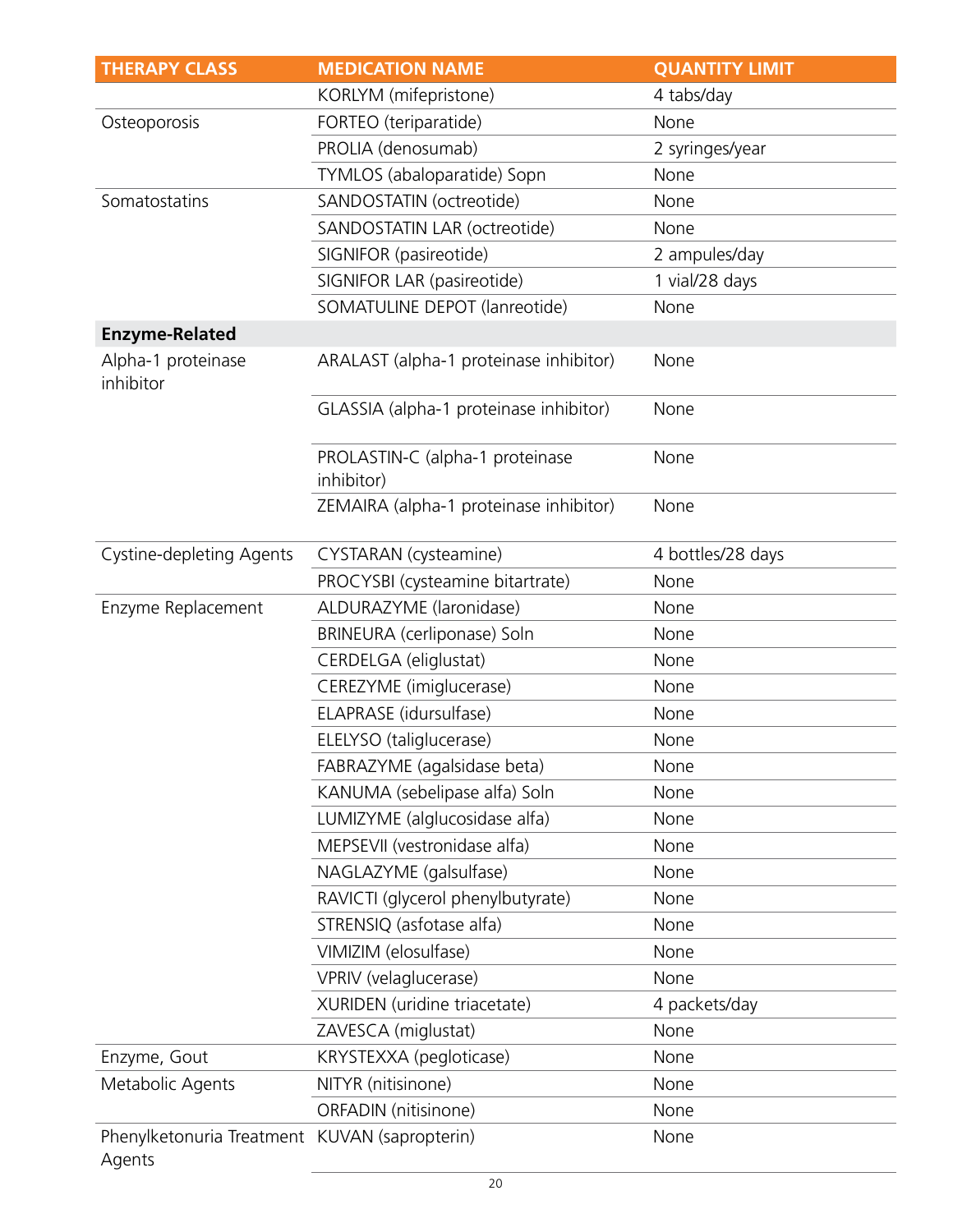| THERAPY CLASS | MEDICATION NAME | QUANTITY LIMIT |
|---|---|---|
| | KORLYM (mifepristone) | 4 tabs/day |
| Osteoporosis | FORTEO (teriparatide) | None |
| | PROLIA (denosumab) | 2 syringes/year |
| | TYMLOS (abaloparatide) Sopn | None |
| Somatostatins | SANDOSTATIN (octreotide) | None |
| | SANDOSTATIN LAR (octreotide) | None |
| | SIGNIFOR (pasireotide) | 2 ampules/day |
| | SIGNIFOR LAR (pasireotide) | 1 vial/28 days |
| | SOMATULINE DEPOT (lanreotide) | None |
| **Enzyme-Related** | | |
| Alpha-1 proteinase inhibitor | ARALAST (alpha-1 proteinase inhibitor) | None |
| | GLASSIA (alpha-1 proteinase inhibitor) | None |
| | PROLASTIN-C (alpha-1 proteinase inhibitor) | None |
| | ZEMAIRA (alpha-1 proteinase inhibitor) | None |
| Cystine-depleting Agents | CYSTARAN (cysteamine) | 4 bottles/28 days |
| | PROCYSBI (cysteamine bitartrate) | None |
| Enzyme Replacement | ALDURAZYME (laronidase) | None |
| | BRINEURA (cerliponase) Soln | None |
| | CERDELGA (eliglustat) | None |
| | CEREZYME (imiglucerase) | None |
| | ELAPRASE (idursulfase) | None |
| | ELELYSO (taliglucerase) | None |
| | FABRAZYME (agalsidase beta) | None |
| | KANUMA (sebelipase alfa) Soln | None |
| | LUMIZYME (alglucosidase alfa) | None |
| | MEPSEVII (vestronidase alfa) | None |
| | NAGLAZYME (galsulfase) | None |
| | RAVICTI (glycerol phenylbutyrate) | None |
| | STRENSIQ (asfotase alfa) | None |
| | VIMIZIM (elosulfase) | None |
| | VPRIV (velaglucerase) | None |
| | XURIDEN (uridine triacetate) | 4 packets/day |
| | ZAVESCA (miglustat) | None |
| Enzyme, Gout | KRYSTEXXA (pegloticase) | None |
| Metabolic Agents | NITYR (nitisinone) | None |
| | ORFADIN (nitisinone) | None |
| Phenylketonuria Treatment Agents | KUVAN (sapropterin) | None |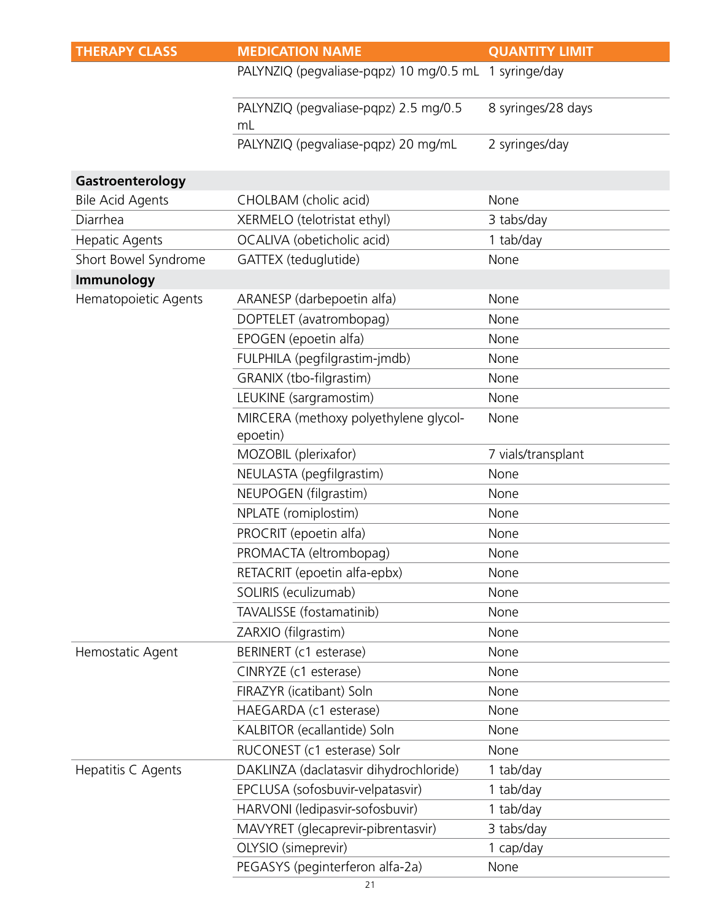| THERAPY CLASS | MEDICATION NAME | QUANTITY LIMIT |
|---|---|---|
| | PALYNZIQ (pegvaliase-pqpz) 10 mg/0.5 mL | 1 syringe/day |
| | PALYNZIQ (pegvaliase-pqpz) 2.5 mg/0.5 mL | 8 syringes/28 days |
| | PALYNZIQ (pegvaliase-pqpz) 20 mg/mL | 2 syringes/day |
| **Gastroenterology** | | |
| Bile Acid Agents | CHOLBAM (cholic acid) | None |
| Diarrhea | XERMELO (telotristat ethyl) | 3 tabs/day |
| Hepatic Agents | OCALIVA (obeticholic acid) | 1 tab/day |
| Short Bowel Syndrome | GATTEX (teduglutide) | None |
| **Immunology** | | |
| Hematopoietic Agents | ARANESP (darbepoetin alfa) | None |
| | DOPTELET (avatrombopag) | None |
| | EPOGEN (epoetin alfa) | None |
| | FULPHILA (pegfilgrastim-jmdb) | None |
| | GRANIX (tbo-filgrastim) | None |
| | LEUKINE (sargramostim) | None |
| | MIRCERA (methoxy polyethylene glycol-epoetin) | None |
| | MOZOBIL (plerixafor) | 7 vials/transplant |
| | NEULASTA (pegfilgrastim) | None |
| | NEUPOGEN (filgrastim) | None |
| | NPLATE (romiplostim) | None |
| | PROCRIT (epoetin alfa) | None |
| | PROMACTA (eltrombopag) | None |
| | RETACRIT (epoetin alfa-epbx) | None |
| | SOLIRIS (eculizumab) | None |
| | TAVALISSE (fostamatinib) | None |
| | ZARXIO (filgrastim) | None |
| Hemostatic Agent | BERINERT (c1 esterase) | None |
| | CINRYZE (c1 esterase) | None |
| | FIRAZYR (icatibant) Soln | None |
| | HAEGARDA (c1 esterase) | None |
| | KALBITOR (ecallantide) Soln | None |
| | RUCONEST (c1 esterase) Solr | None |
| Hepatitis C Agents | DAKLINZA (daclatasvir dihydrochloride) | 1 tab/day |
| | EPCLUSA (sofosbuvir-velpatasvir) | 1 tab/day |
| | HARVONI (ledipasvir-sofosbuvir) | 1 tab/day |
| | MAVYRET (glecaprevir-pibrentasvir) | 3 tabs/day |
| | OLYSIO (simeprevir) | 1 cap/day |
| | PEGASYS (peginterferon alfa-2a) | None |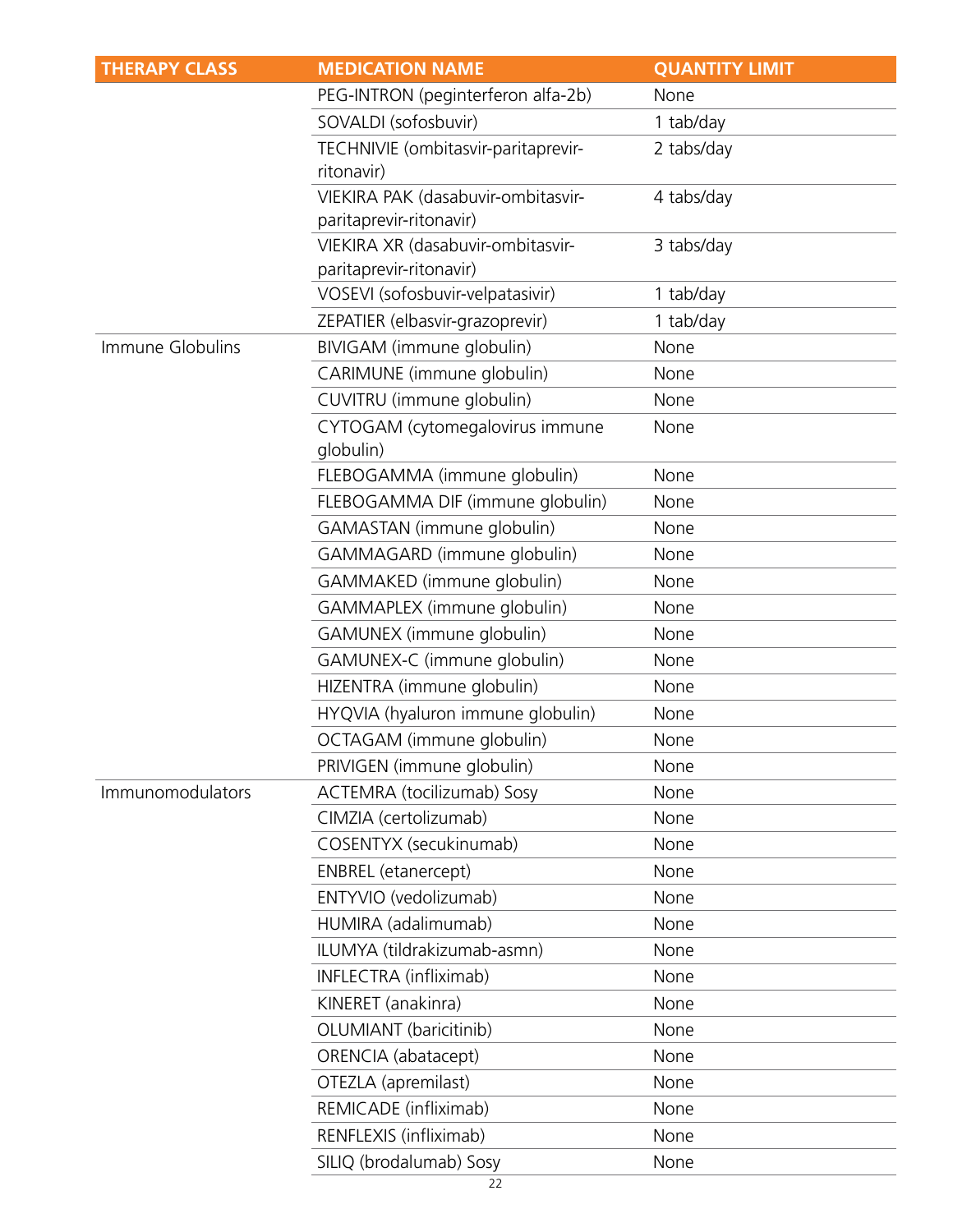| THERAPY CLASS | MEDICATION NAME | QUANTITY LIMIT |
| --- | --- | --- |
| | PEG-INTRON (peginterferon alfa-2b) | None |
| | SOVALDI (sofosbuvir) | 1 tab/day |
| | TECHNIVIE (ombitasvir-paritaprevir-ritonavir) | 2 tabs/day |
| | VIEKIRA PAK (dasabuvir-ombitasvir-paritaprevir-ritonavir) | 4 tabs/day |
| | VIEKIRA XR (dasabuvir-ombitasvir-paritaprevir-ritonavir) | 3 tabs/day |
| | VOSEVI (sofosbuvir-velpatasivir) | 1 tab/day |
| | ZEPATIER (elbasvir-grazoprevir) | 1 tab/day |
| Immune Globulins | BIVIGAM (immune globulin) | None |
| | CARIMUNE (immune globulin) | None |
| | CUVITRU (immune globulin) | None |
| | CYTOGAM (cytomegalovirus immune globulin) | None |
| | FLEBOGAMMA (immune globulin) | None |
| | FLEBOGAMMA DIF (immune globulin) | None |
| | GAMASTAN (immune globulin) | None |
| | GAMMAGARD (immune globulin) | None |
| | GAMMAKED (immune globulin) | None |
| | GAMMAPLEX (immune globulin) | None |
| | GAMUNEX (immune globulin) | None |
| | GAMUNEX-C (immune globulin) | None |
| | HIZENTRA (immune globulin) | None |
| | HYQVIA (hyaluron immune globulin) | None |
| | OCTAGAM (immune globulin) | None |
| | PRIVIGEN (immune globulin) | None |
| Immunomodulators | ACTEMRA (tocilizumab) Sosy | None |
| | CIMZIA (certolizumab) | None |
| | COSENTYX (secukinumab) | None |
| | ENBREL (etanercept) | None |
| | ENTYVIO (vedolizumab) | None |
| | HUMIRA (adalimumab) | None |
| | ILUMYA (tildrakizumab-asmn) | None |
| | INFLECTRA (infliximab) | None |
| | KINERET (anakinra) | None |
| | OLUMIANT (baricitinib) | None |
| | ORENCIA (abatacept) | None |
| | OTEZLA (apremilast) | None |
| | REMICADE (infliximab) | None |
| | RENFLEXIS (infliximab) | None |
| | SILIQ (brodalumab) Sosy | None |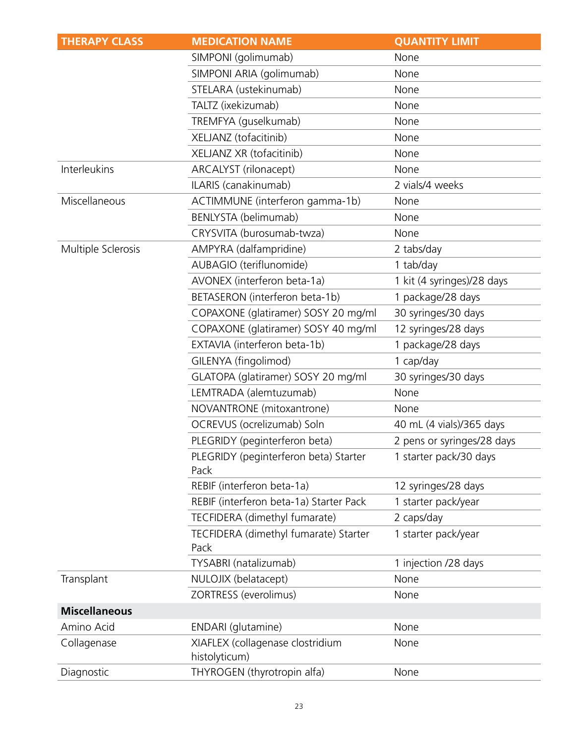| THERAPY CLASS | MEDICATION NAME | QUANTITY LIMIT |
| --- | --- | --- |
| | SIMPONI (golimumab) | None |
| | SIMPONI ARIA (golimumab) | None |
| | STELARA (ustekinumab) | None |
| | TALTZ (ixekizumab) | None |
| | TREMFYA (guselkumab) | None |
| | XELJANZ (tofacitinib) | None |
| | XELJANZ XR (tofacitinib) | None |
| Interleukins | ARCALYST (rilonacept) | None |
| | ILARIS (canakinumab) | 2 vials/4 weeks |
| Miscellaneous | ACTIMMUNE (interferon gamma-1b) | None |
| | BENLYSTA (belimumab) | None |
| | CRYSVITA (burosumab-twza) | None |
| Multiple Sclerosis | AMPYRA (dalfampridine) | 2 tabs/day |
| | AUBAGIO (teriflunomide) | 1 tab/day |
| | AVONEX (interferon beta-1a) | 1 kit (4 syringes)/28 days |
| | BETASERON (interferon beta-1b) | 1 package/28 days |
| | COPAXONE (glatiramer) SOSY 20 mg/ml | 30 syringes/30 days |
| | COPAXONE (glatiramer) SOSY 40 mg/ml | 12 syringes/28 days |
| | EXTAVIA (interferon beta-1b) | 1 package/28 days |
| | GILENYA (fingolimod) | 1 cap/day |
| | GLATOPA (glatiramer) SOSY 20 mg/ml | 30 syringes/30 days |
| | LEMTRADA (alemtuzumab) | None |
| | NOVANTRONE (mitoxantrone) | None |
| | OCREVUS (ocrelizumab) Soln | 40 mL (4 vials)/365 days |
| | PLEGRIDY (peginterferon beta) | 2 pens or syringes/28 days |
| | PLEGRIDY (peginterferon beta) Starter Pack | 1 starter pack/30 days |
| | REBIF (interferon beta-1a) | 12 syringes/28 days |
| | REBIF (interferon beta-1a) Starter Pack | 1 starter pack/year |
| | TECFIDERA (dimethyl fumarate) | 2 caps/day |
| | TECFIDERA (dimethyl fumarate) Starter Pack | 1 starter pack/year |
| | TYSABRI (natalizumab) | 1 injection /28 days |
| Transplant | NULOJIX (belatacept) | None |
| | ZORTRESS (everolimus) | None |
| **Miscellaneous** | | |
| Amino Acid | ENDARI (glutamine) | None |
| Collagenase | XIAFLEX (collagenase clostridium histolyticum) | None |
| Diagnostic | THYROGEN (thyrotropin alfa) | None |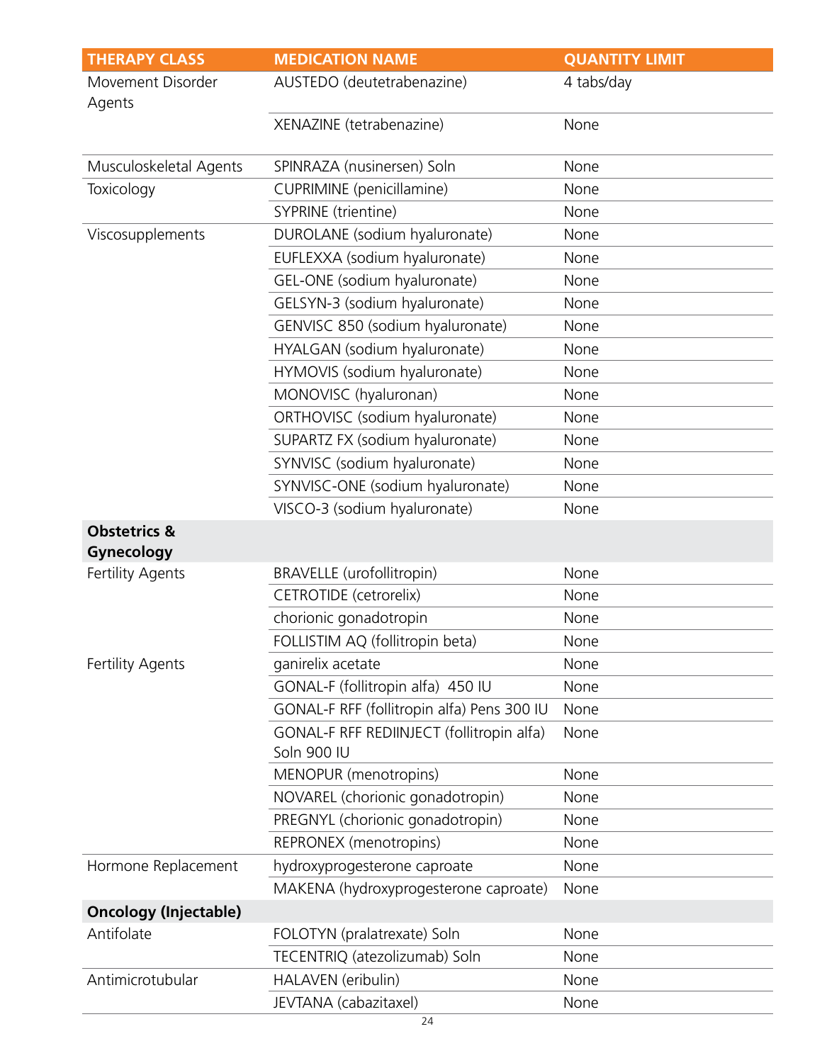| THERAPY CLASS | MEDICATION NAME | QUANTITY LIMIT |
|---|---|---|
| Movement Disorder Agents | AUSTEDO (deutetrabenazine) | 4 tabs/day |
| | XENAZINE (tetrabenazine) | None |
| Musculoskeletal Agents | SPINRAZA (nusinersen) Soln | None |
| Toxicology | CUPRIMINE (penicillamine) | None |
| | SYPRINE (trientine) | None |
| Viscosupplements | DUROLANE (sodium hyaluronate) | None |
| | EUFLEXXA (sodium hyaluronate) | None |
| | GEL-ONE (sodium hyaluronate) | None |
| | GELSYN-3 (sodium hyaluronate) | None |
| | GENVISC 850 (sodium hyaluronate) | None |
| | HYALGAN (sodium hyaluronate) | None |
| | HYMOVIS (sodium hyaluronate) | None |
| | MONOVISC (hyaluronan) | None |
| | ORTHOVISC (sodium hyaluronate) | None |
| | SUPARTZ FX (sodium hyaluronate) | None |
| | SYNVISC (sodium hyaluronate) | None |
| | SYNVISC-ONE (sodium hyaluronate) | None |
| | VISCO-3 (sodium hyaluronate) | None |
| **Obstetrics & Gynecology** | | |
| Fertility Agents | BRAVELLE (urofollitropin) | None |
| | CETROTIDE (cetrorelix) | None |
| | chorionic gonadotropin | None |
| | FOLLISTIM AQ (follitropin beta) | None |
| Fertility Agents | ganirelix acetate | None |
| | GONAL-F (follitropin alfa) 450 IU | None |
| | GONAL-F RFF (follitropin alfa) Pens 300 IU | None |
| | GONAL-F RFF REDIINJECT (follitropin alfa) Soln 900 IU | None |
| | MENOPUR (menotropins) | None |
| | NOVAREL (chorionic gonadotropin) | None |
| | PREGNYL (chorionic gonadotropin) | None |
| | REPRONEX (menotropins) | None |
| Hormone Replacement | hydroxyprogesterone caproate | None |
| | MAKENA (hydroxyprogesterone caproate) | None |
| **Oncology (Injectable)** | | |
| Antifolate | FOLOTYN (pralatrexate) Soln | None |
| | TECENTRIQ (atezolizumab) Soln | None |
| Antimicrotubular | HALAVEN (eribulin) | None |
| | JEVTANA (cabazitaxel) | None |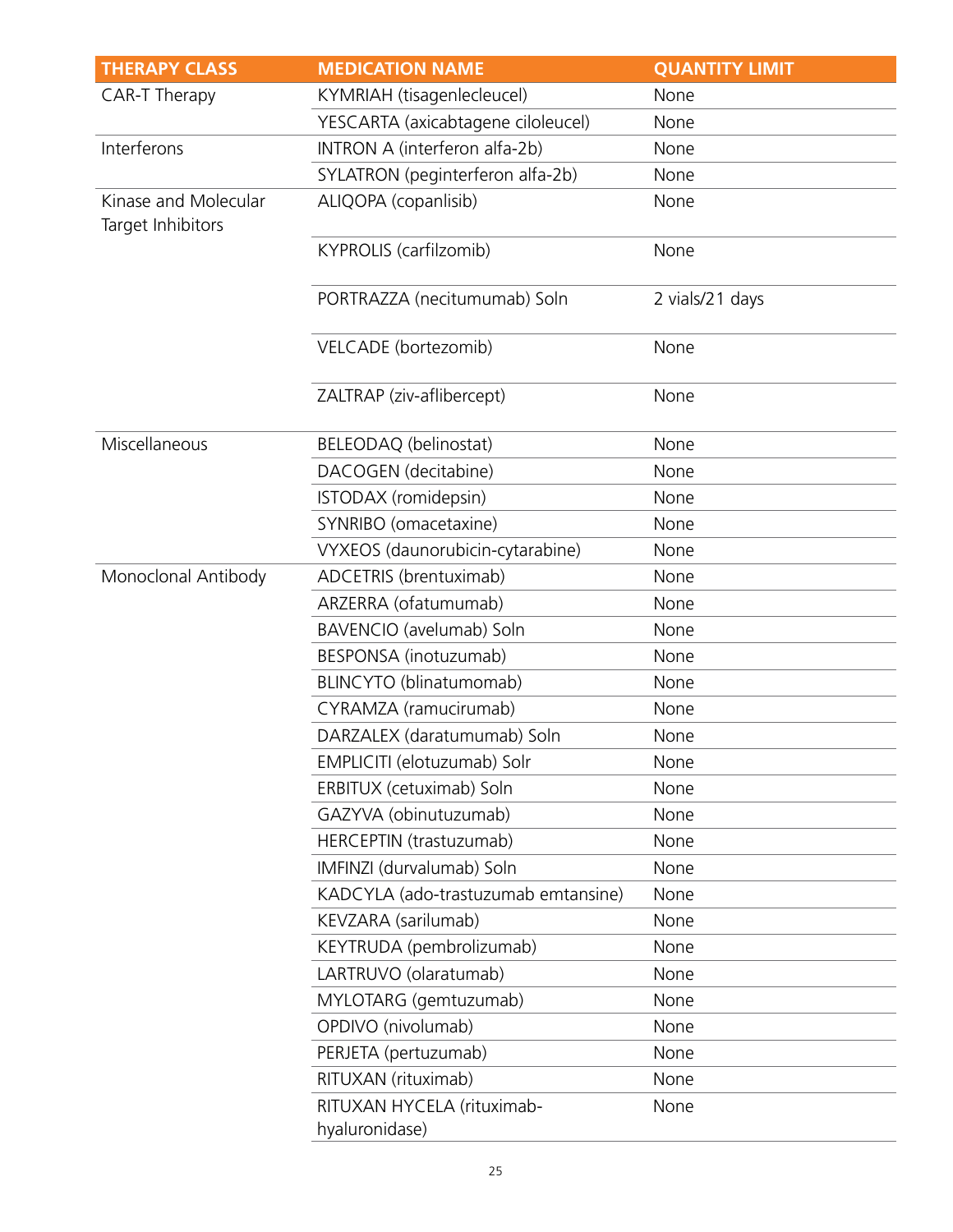| THERAPY CLASS | MEDICATION NAME | QUANTITY LIMIT |
| --- | --- | --- |
| CAR-T Therapy | KYMRIAH (tisagenlecleucel) | None |
| | YESCARTA (axicabtagene ciloleucel) | None |
| Interferons | INTRON A (interferon alfa-2b) | None |
| | SYLATRON (peginterferon alfa-2b) | None |
| Kinase and Molecular Target Inhibitors | ALIQOPA (copanlisib) | None |
| | KYPROLIS (carfilzomib) | None |
| | PORTRAZZA (necitumumab) Soln | 2 vials/21 days |
| | VELCADE (bortezomib) | None |
| | ZALTRAP (ziv-aflibercept) | None |
| Miscellaneous | BELEODAQ (belinostat) | None |
| | DACOGEN (decitabine) | None |
| | ISTODAX (romidepsin) | None |
| | SYNRIBO (omacetaxine) | None |
| | VYXEOS (daunorubicin-cytarabine) | None |
| Monoclonal Antibody | ADCETRIS (brentuximab) | None |
| | ARZERRA (ofatumumab) | None |
| | BAVENCIO (avelumab) Soln | None |
| | BESPONSA (inotuzumab) | None |
| | BLINCYTO (blinatumomab) | None |
| | CYRAMZA (ramucirumab) | None |
| | DARZALEX (daratumumab) Soln | None |
| | EMPLICITI (elotuzumab) Solr | None |
| | ERBITUX (cetuximab) Soln | None |
| | GAZYVA (obinutuzumab) | None |
| | HERCEPTIN (trastuzumab) | None |
| | IMFINZI (durvalumab) Soln | None |
| | KADCYLA (ado-trastuzumab emtansine) | None |
| | KEVZARA (sarilumab) | None |
| | KEYTRUDA (pembrolizumab) | None |
| | LARTRUVO (olaratumab) | None |
| | MYLOTARG (gemtuzumab) | None |
| | OPDIVO (nivolumab) | None |
| | PERJETA (pertuzumab) | None |
| | RITUXAN (rituximab) | None |
| | RITUXAN HYCELA (rituximab-hyaluronidase) | None |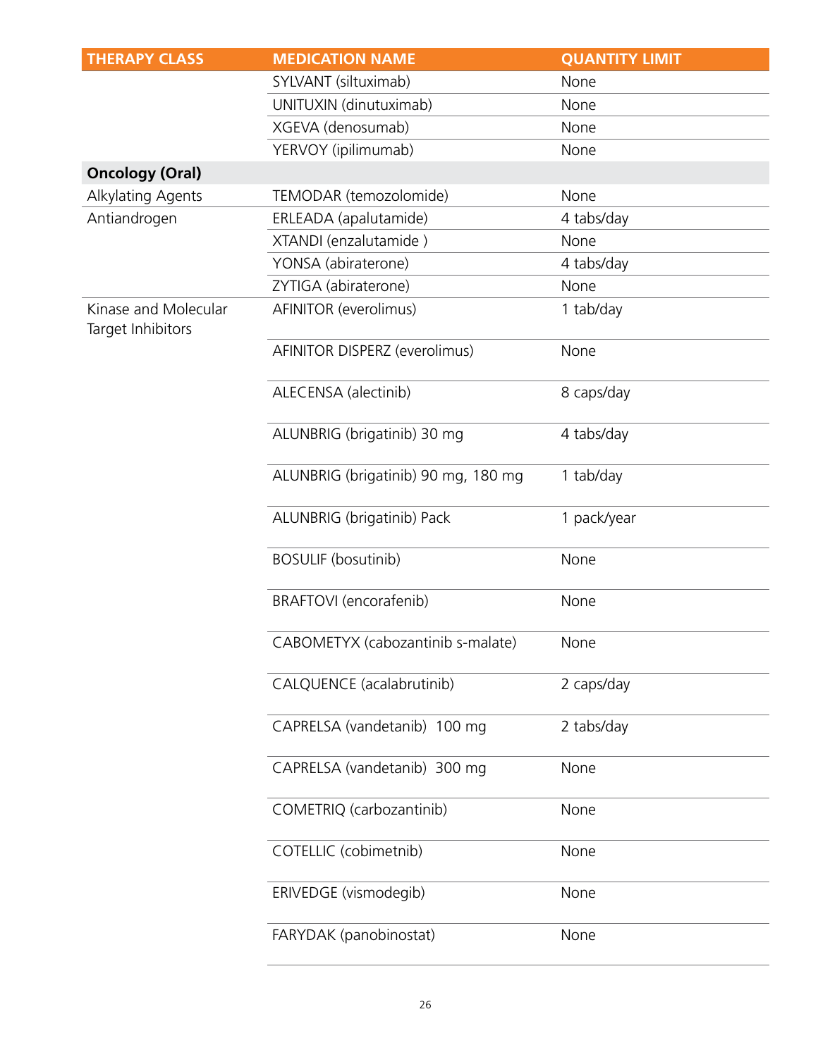| THERAPY CLASS | MEDICATION NAME | QUANTITY LIMIT |
|---|---|---|
| | SYLVANT (siltuximab) | None |
| | UNITUXIN (dinutuximab) | None |
| | XGEVA (denosumab) | None |
| | YERVOY (ipilimumab) | None |
| **Oncology (Oral)** | | |
| Alkylating Agents | TEMODAR (temozolomide) | None |
| Antiandrogen | ERLEADA (apalutamide) | 4 tabs/day |
| | XTANDI (enzalutamide ) | None |
| | YONSA (abiraterone) | 4 tabs/day |
| | ZYTIGA (abiraterone) | None |
| Kinase and Molecular Target Inhibitors | AFINITOR (everolimus) | 1 tab/day |
| | AFINITOR DISPERZ (everolimus) | None |
| | ALECENSA (alectinib) | 8 caps/day |
| | ALUNBRIG (brigatinib) 30 mg | 4 tabs/day |
| | ALUNBRIG (brigatinib) 90 mg, 180 mg | 1 tab/day |
| | ALUNBRIG (brigatinib) Pack | 1 pack/year |
| | BOSULIF (bosutinib) | None |
| | BRAFTOVI (encorafenib) | None |
| | CABOMETYX (cabozantinib s-malate) | None |
| | CALQUENCE (acalabrutinib) | 2 caps/day |
| | CAPRELSA (vandetanib) 100 mg | 2 tabs/day |
| | CAPRELSA (vandetanib) 300 mg | None |
| | COMETRIQ (carbozantinib) | None |
| | COTELLIC (cobimetnib) | None |
| | ERIVEDGE (vismodegib) | None |
| | FARYDAK (panobinostat) | None |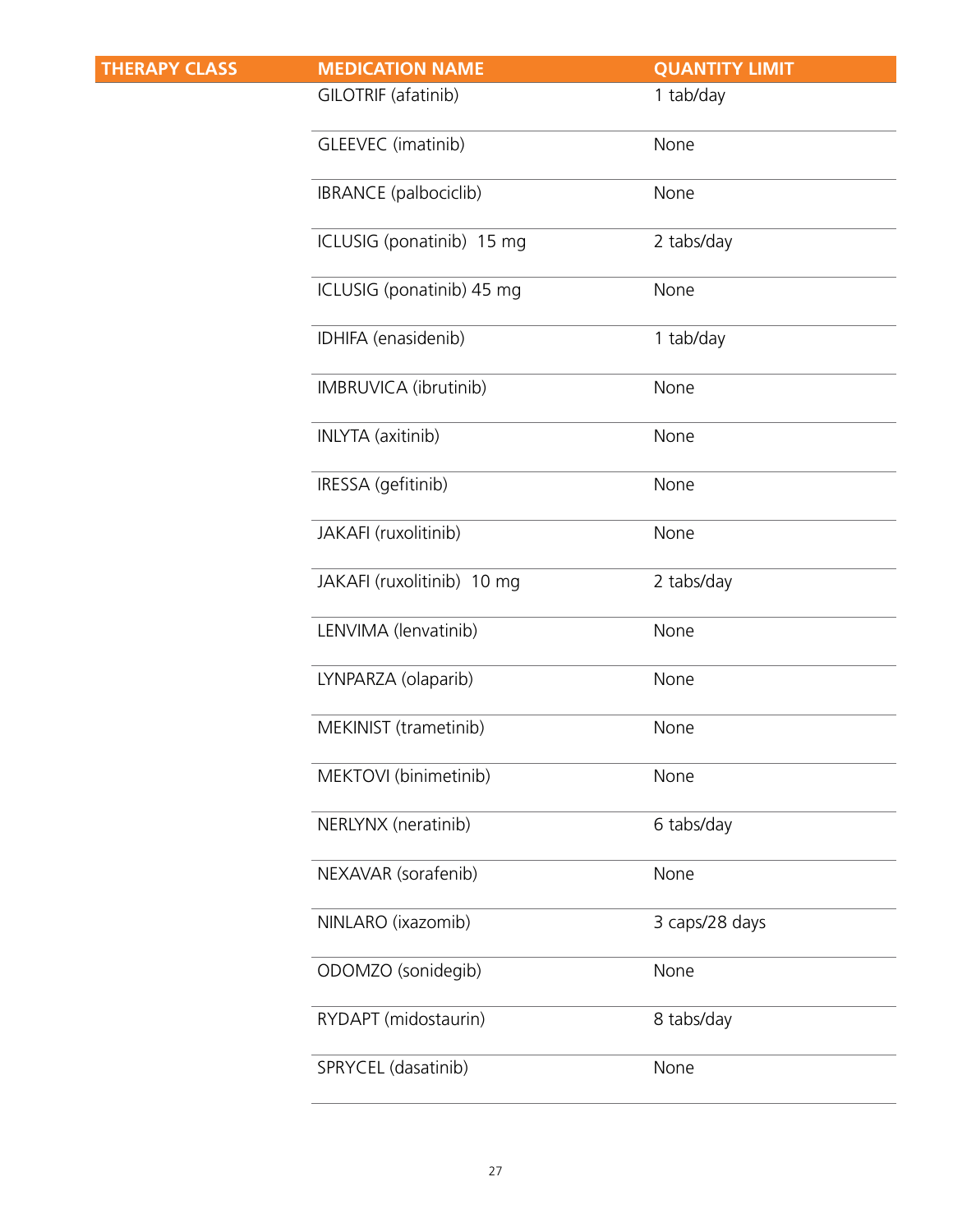| THERAPY CLASS | MEDICATION NAME | QUANTITY LIMIT |
|---|---|---|
| | GILOTRIF (afatinib) | 1 tab/day |
| | GLEEVEC (imatinib) | None |
| | IBRANCE (palbociclib) | None |
| | ICLUSIG (ponatinib) 15 mg | 2 tabs/day |
| | ICLUSIG (ponatinib) 45 mg | None |
| | IDHIFA (enasidenib) | 1 tab/day |
| | IMBRUVICA (ibrutinib) | None |
| | INLYTA (axitinib) | None |
| | IRESSA (gefitinib) | None |
| | JAKAFI (ruxolitinib) | None |
| | JAKAFI (ruxolitinib) 10 mg | 2 tabs/day |
| | LENVIMA (lenvatinib) | None |
| | LYNPARZA (olaparib) | None |
| | MEKINIST (trametinib) | None |
| | MEKTOVI (binimetinib) | None |
| | NERLYNX (neratinib) | 6 tabs/day |
| | NEXAVAR (sorafenib) | None |
| | NINLARO (ixazomib) | 3 caps/28 days |
| | ODOMZO (sonidegib) | None |
| | RYDAPT (midostaurin) | 8 tabs/day |
| | SPRYCEL (dasatinib) | None |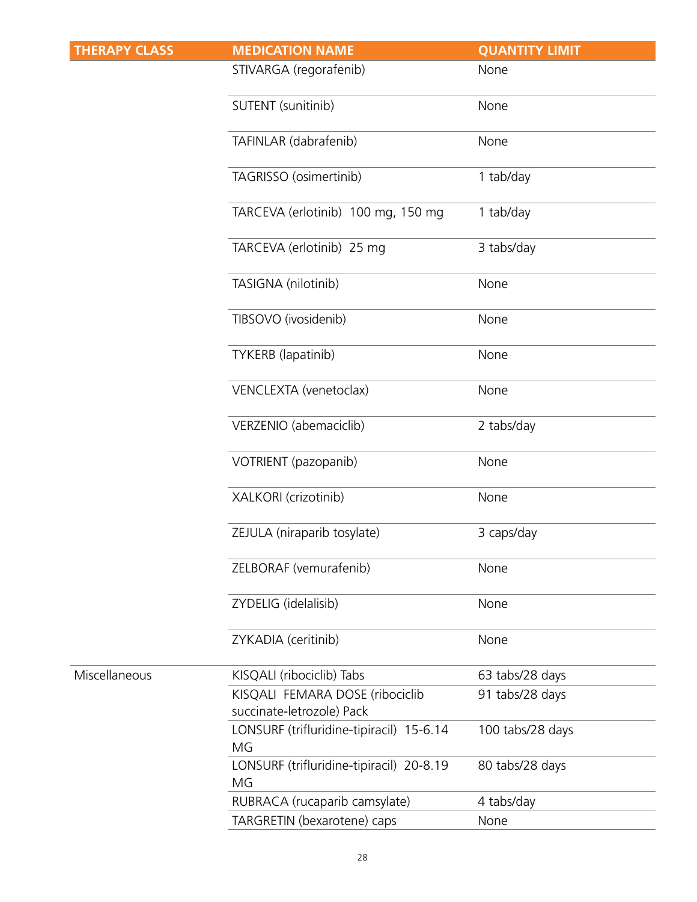| THERAPY CLASS | MEDICATION NAME | QUANTITY LIMIT |
|---|---|---|
| | STIVARGA (regorafenib) | None |
| | SUTENT (sunitinib) | None |
| | TAFINLAR (dabrafenib) | None |
| | TAGRISSO (osimertinib) | 1 tab/day |
| | TARCEVA (erlotinib) 100 mg, 150 mg | 1 tab/day |
| | TARCEVA (erlotinib) 25 mg | 3 tabs/day |
| | TASIGNA (nilotinib) | None |
| | TIBSOVO (ivosidenib) | None |
| | TYKERB (lapatinib) | None |
| | VENCLEXTA (venetoclax) | None |
| | VERZENIO (abemaciclib) | 2 tabs/day |
| | VOTRIENT (pazopanib) | None |
| | XALKORI (crizotinib) | None |
| | ZEJULA (niraparib tosylate) | 3 caps/day |
| | ZELBORAF (vemurafenib) | None |
| | ZYDELIG (idelalisib) | None |
| | ZYKADIA (ceritinib) | None |
| Miscellaneous | KISQALI (ribociclib) Tabs | 63 tabs/28 days |
| | KISQALI FEMARA DOSE (ribociclib succinate-letrozole) Pack | 91 tabs/28 days |
| | LONSURF (trifluridine-tipiracil) 15-6.14 MG | 100 tabs/28 days |
| | LONSURF (trifluridine-tipiracil) 20-8.19 MG | 80 tabs/28 days |
| | RUBRACA (rucaparib camsylate) | 4 tabs/day |
| | TARGRETIN (bexarotene) caps | None |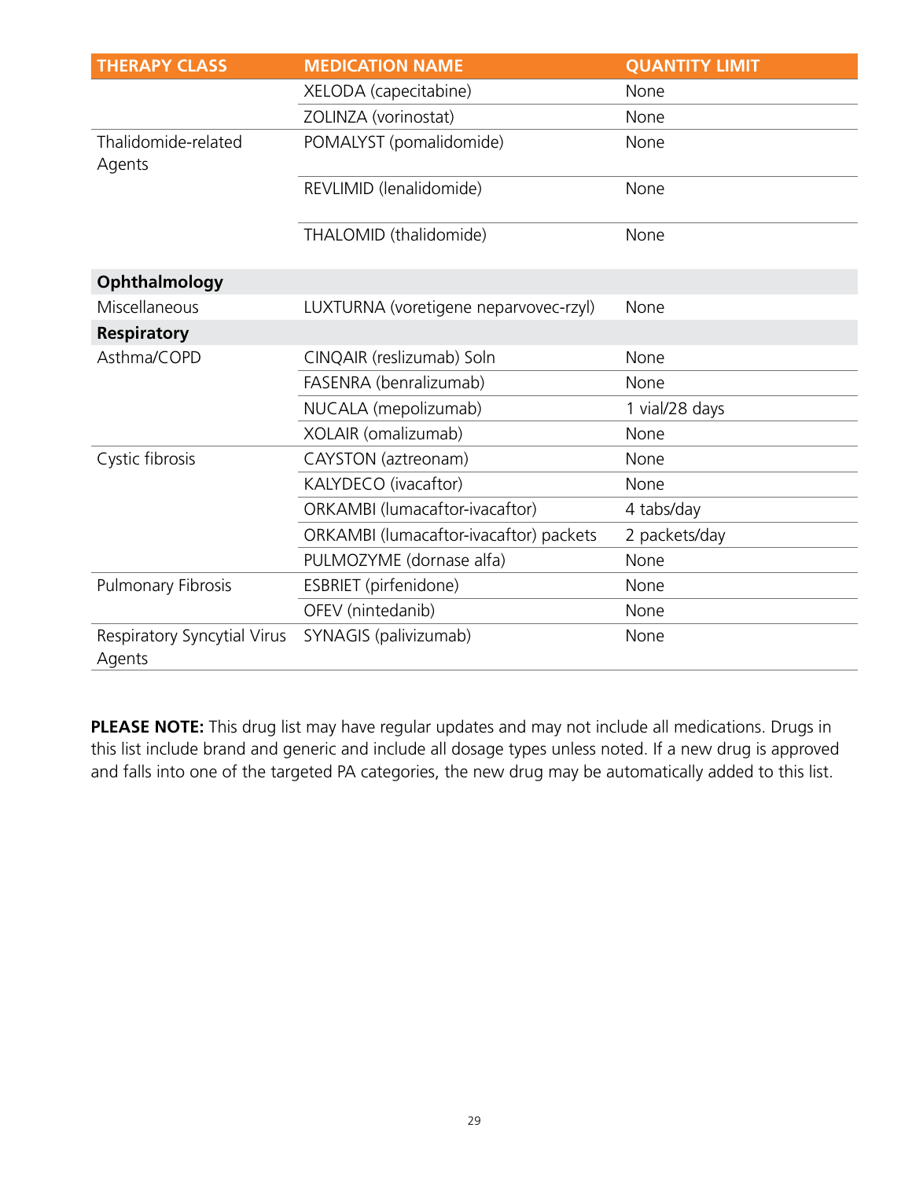| THERAPY CLASS | MEDICATION NAME | QUANTITY LIMIT |
|---|---|---|
| | XELODA (capecitabine) | None |
| | ZOLINZA (vorinostat) | None |
| Thalidomide-related Agents | POMALYST (pomalidomide) | None |
| | REVLIMID (lenalidomide) | None |
| | THALOMID (thalidomide) | None |
| **Ophthalmology** | | |
| Miscellaneous | LUXTURNA (voretigene neparvovec-rzyl) | None |
| **Respiratory** | | |
| Asthma/COPD | CINQAIR (reslizumab) Soln | None |
| | FASENRA (benralizumab) | None |
| | NUCALA (mepolizumab) | 1 vial/28 days |
| | XOLAIR (omalizumab) | None |
| Cystic fibrosis | CAYSTON (aztreonam) | None |
| | KALYDECO (ivacaftor) | None |
| | ORKAMBI (lumacaftor-ivacaftor) | 4 tabs/day |
| | ORKAMBI (lumacaftor-ivacaftor) packets | 2 packets/day |
| | PULMOZYME (dornase alfa) | None |
| Pulmonary Fibrosis | ESBRIET (pirfenidone) | None |
| | OFEV (nintedanib) | None |
| Respiratory Syncytial Virus Agents | SYNAGIS (palivizumab) | None |

**PLEASE NOTE:** This drug list may have regular updates and may not include all medications. Drugs in this list include brand and generic and include all dosage types unless noted. If a new drug is approved and falls into one of the targeted PA categories, the new drug may be automatically added to this list.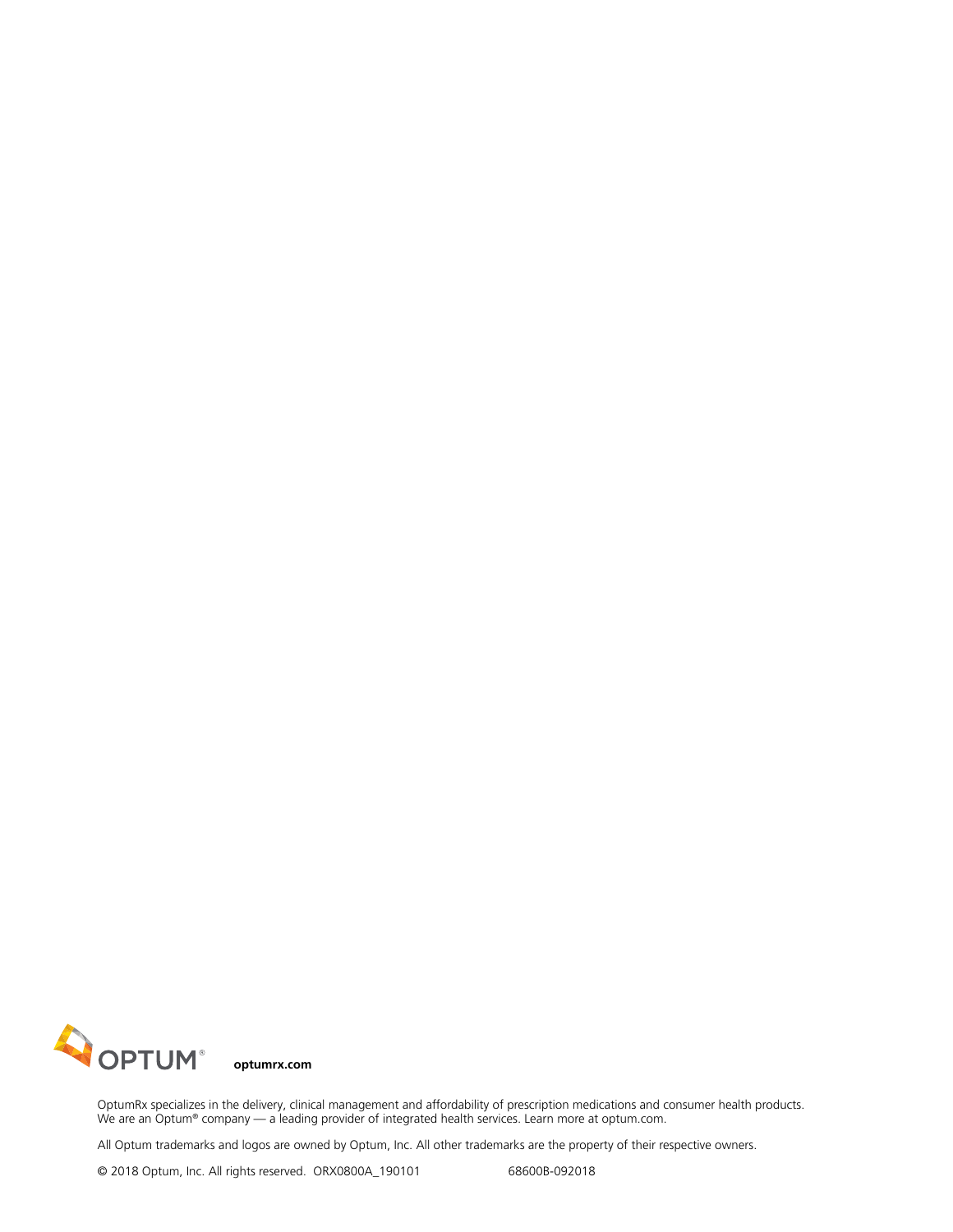OPTUM® **optumrx.com**

OptumRx specializes in the delivery, clinical management and affordability of prescription medications and consumer health products. We are an Optum® company — a leading provider of integrated health services. Learn more at optum.com.

All Optum trademarks and logos are owned by Optum, Inc. All other trademarks are the property of their respective owners.

© 2018 Optum, Inc. All rights reserved. ORX0800A_190101 68600B-092018